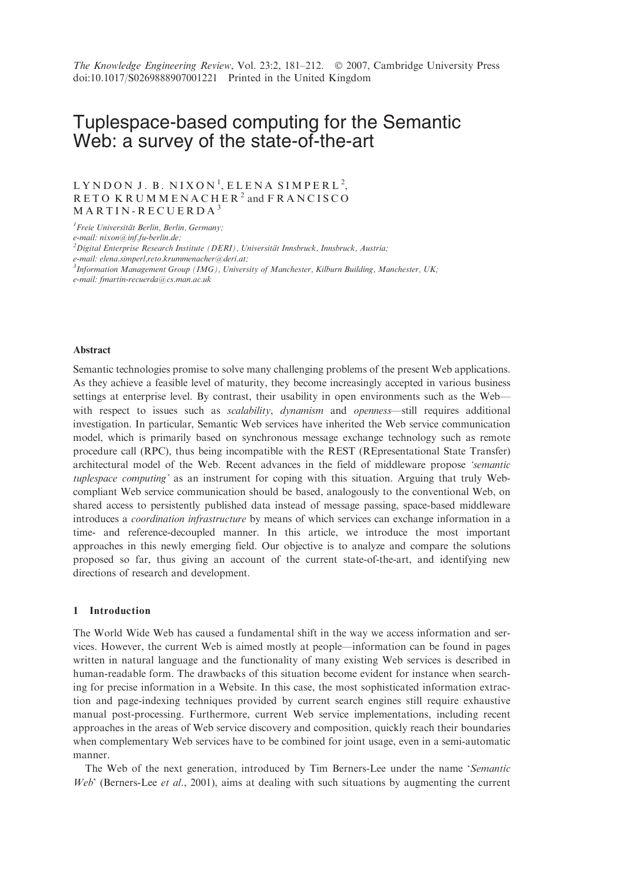# Tuplespace-based computing for the Semantic Web: a survey of the state-of-the-art

LYNDON J. B. NIXON[1], ELENA SIMPERL[2], RETO KRUMMENACHER[2] and FRANCISCO MARTIN-RECUERDA[3]

[1]*Freie Universität Berlin, Berlin, Germany;*
*e-mail: nixon@inf.fu-berlin.de;*
[2]*Digital Enterprise Research Institute (DERI), Universität Innsbruck, Innsbruck, Austria;*
*e-mail: elena.simperl,reto.krummenacher@deri.at;*
[3]*Information Management Group (IMG), University of Manchester, Kilburn Building, Manchester, UK;*
*e-mail: fmartin-recuerda@cs.man.ac.uk*

### Abstract

Semantic technologies promise to solve many challenging problems of the present Web applications. As they achieve a feasible level of maturity, they become increasingly accepted in various business settings at enterprise level. By contrast, their usability in open environments such as the Web—with respect to issues such as *scalability*, *dynamism* and *openness*—still requires additional investigation. In particular, Semantic Web services have inherited the Web service communication model, which is primarily based on synchronous message exchange technology such as remote procedure call (RPC), thus being incompatible with the REST (REpresentational State Transfer) architectural model of the Web. Recent advances in the field of middleware propose *'semantic tuplespace computing'* as an instrument for coping with this situation. Arguing that truly Web-compliant Web service communication should be based, analogously to the conventional Web, on shared access to persistently published data instead of message passing, space-based middleware introduces a *coordination infrastructure* by means of which services can exchange information in a time- and reference-decoupled manner. In this article, we introduce the most important approaches in this newly emerging field. Our objective is to analyze and compare the solutions proposed so far, thus giving an account of the current state-of-the-art, and identifying new directions of research and development.

## 1 Introduction

The World Wide Web has caused a fundamental shift in the way we access information and services. However, the current Web is aimed mostly at people—information can be found in pages written in natural language and the functionality of many existing Web services is described in human-readable form. The drawbacks of this situation become evident for instance when searching for precise information in a Website. In this case, the most sophisticated information extraction and page-indexing techniques provided by current search engines still require exhaustive manual post-processing. Furthermore, current Web service implementations, including recent approaches in the areas of Web service discovery and composition, quickly reach their boundaries when complementary Web services have to be combined for joint usage, even in a semi-automatic manner.

The Web of the next generation, introduced by Tim Berners-Lee under the name '*Semantic Web*' (Berners-Lee *et al*., 2001), aims at dealing with such situations by augmenting the current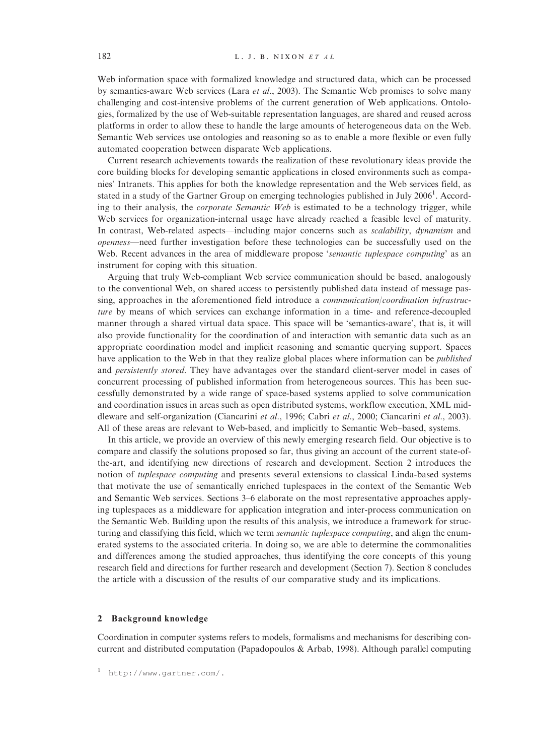Web information space with formalized knowledge and structured data, which can be processed by semantics-aware Web services (Lara *et al*., 2003). The Semantic Web promises to solve many challenging and cost-intensive problems of the current generation of Web applications. Ontologies, formalized by the use of Web-suitable representation languages, are shared and reused across platforms in order to allow these to handle the large amounts of heterogeneous data on the Web. Semantic Web services use ontologies and reasoning so as to enable a more flexible or even fully automated cooperation between disparate Web applications.

Current research achievements towards the realization of these revolutionary ideas provide the core building blocks for developing semantic applications in closed environments such as companies' Intranets. This applies for both the knowledge representation and the Web services field, as stated in a study of the Gartner Group on emerging technologies published in July 2006[1]. According to their analysis, the *corporate Semantic Web* is estimated to be a technology trigger, while Web services for organization-internal usage have already reached a feasible level of maturity. In contrast, Web-related aspects—including major concerns such as *scalability*, *dynamism* and *openness*—need further investigation before these technologies can be successfully used on the Web. Recent advances in the area of middleware propose '*semantic tuplespace computing*' as an instrument for coping with this situation.

Arguing that truly Web-compliant Web service communication should be based, analogously to the conventional Web, on shared access to persistently published data instead of message passing, approaches in the aforementioned field introduce a *communication/coordination infrastructure* by means of which services can exchange information in a time- and reference-decoupled manner through a shared virtual data space. This space will be 'semantics-aware', that is, it will also provide functionality for the coordination of and interaction with semantic data such as an appropriate coordination model and implicit reasoning and semantic querying support. Spaces have application to the Web in that they realize global places where information can be *published* and *persistently stored*. They have advantages over the standard client-server model in cases of concurrent processing of published information from heterogeneous sources. This has been successfully demonstrated by a wide range of space-based systems applied to solve communication and coordination issues in areas such as open distributed systems, workflow execution, XML middleware and self-organization (Ciancarini *et al*., 1996; Cabri *et al*., 2000; Ciancarini *et al*., 2003). All of these areas are relevant to Web-based, and implicitly to Semantic Web–based, systems.

In this article, we provide an overview of this newly emerging research field. Our objective is to compare and classify the solutions proposed so far, thus giving an account of the current state-of-the-art, and identifying new directions of research and development. Section 2 introduces the notion of *tuplespace computing* and presents several extensions to classical Linda-based systems that motivate the use of semantically enriched tuplespaces in the context of the Semantic Web and Semantic Web services. Sections 3–6 elaborate on the most representative approaches applying tuplespaces as a middleware for application integration and inter-process communication on the Semantic Web. Building upon the results of this analysis, we introduce a framework for structuring and classifying this field, which we term *semantic tuplespace computing*, and align the enumerated systems to the associated criteria. In doing so, we are able to determine the commonalities and differences among the studied approaches, thus identifying the core concepts of this young research field and directions for further research and development (Section 7). Section 8 concludes the article with a discussion of the results of our comparative study and its implications.

## 2 Background knowledge

Coordination in computer systems refers to models, formalisms and mechanisms for describing concurrent and distributed computation (Papadopoulos & Arbab, 1998). Although parallel computing

[1] http://www.gartner.com/.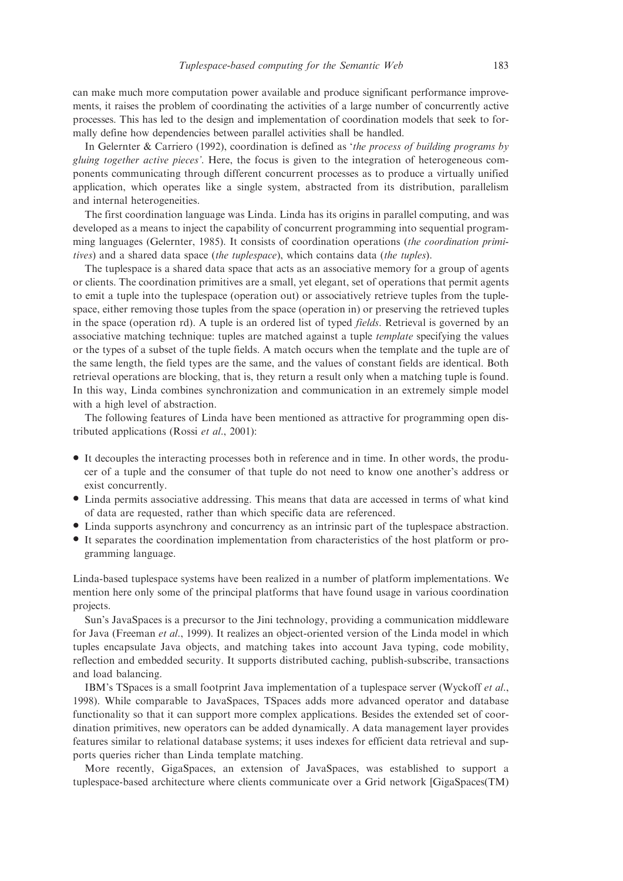can make much more computation power available and produce significant performance improvements, it raises the problem of coordinating the activities of a large number of concurrently active processes. This has led to the design and implementation of coordination models that seek to formally define how dependencies between parallel activities shall be handled.

In Gelernter & Carriero (1992), coordination is defined as '*the process of building programs by gluing together active pieces*'. Here, the focus is given to the integration of heterogeneous components communicating through different concurrent processes as to produce a virtually unified application, which operates like a single system, abstracted from its distribution, parallelism and internal heterogeneities.

The first coordination language was Linda. Linda has its origins in parallel computing, and was developed as a means to inject the capability of concurrent programming into sequential programming languages (Gelernter, 1985). It consists of coordination operations (*the coordination primitives*) and a shared data space (*the tuplespace*), which contains data (*the tuples*).

The tuplespace is a shared data space that acts as an associative memory for a group of agents or clients. The coordination primitives are a small, yet elegant, set of operations that permit agents to emit a tuple into the tuplespace (operation out) or associatively retrieve tuples from the tuplespace, either removing those tuples from the space (operation in) or preserving the retrieved tuples in the space (operation rd). A tuple is an ordered list of typed *fields*. Retrieval is governed by an associative matching technique: tuples are matched against a tuple *template* specifying the values or the types of a subset of the tuple fields. A match occurs when the template and the tuple are of the same length, the field types are the same, and the values of constant fields are identical. Both retrieval operations are blocking, that is, they return a result only when a matching tuple is found. In this way, Linda combines synchronization and communication in an extremely simple model with a high level of abstraction.

The following features of Linda have been mentioned as attractive for programming open distributed applications (Rossi *et al.*, 2001):

- It decouples the interacting processes both in reference and in time. In other words, the producer of a tuple and the consumer of that tuple do not need to know one another's address or exist concurrently.
- Linda permits associative addressing. This means that data are accessed in terms of what kind of data are requested, rather than which specific data are referenced.
- Linda supports asynchrony and concurrency as an intrinsic part of the tuplespace abstraction.
- It separates the coordination implementation from characteristics of the host platform or programming language.

Linda-based tuplespace systems have been realized in a number of platform implementations. We mention here only some of the principal platforms that have found usage in various coordination projects.

Sun's JavaSpaces is a precursor to the Jini technology, providing a communication middleware for Java (Freeman *et al.*, 1999). It realizes an object-oriented version of the Linda model in which tuples encapsulate Java objects, and matching takes into account Java typing, code mobility, reflection and embedded security. It supports distributed caching, publish-subscribe, transactions and load balancing.

IBM's TSpaces is a small footprint Java implementation of a tuplespace server (Wyckoff *et al.*, 1998). While comparable to JavaSpaces, TSpaces adds more advanced operator and database functionality so that it can support more complex applications. Besides the extended set of coordination primitives, new operators can be added dynamically. A data management layer provides features similar to relational database systems; it uses indexes for efficient data retrieval and supports queries richer than Linda template matching.

More recently, GigaSpaces, an extension of JavaSpaces, was established to support a tuplespace-based architecture where clients communicate over a Grid network [GigaSpaces(TM)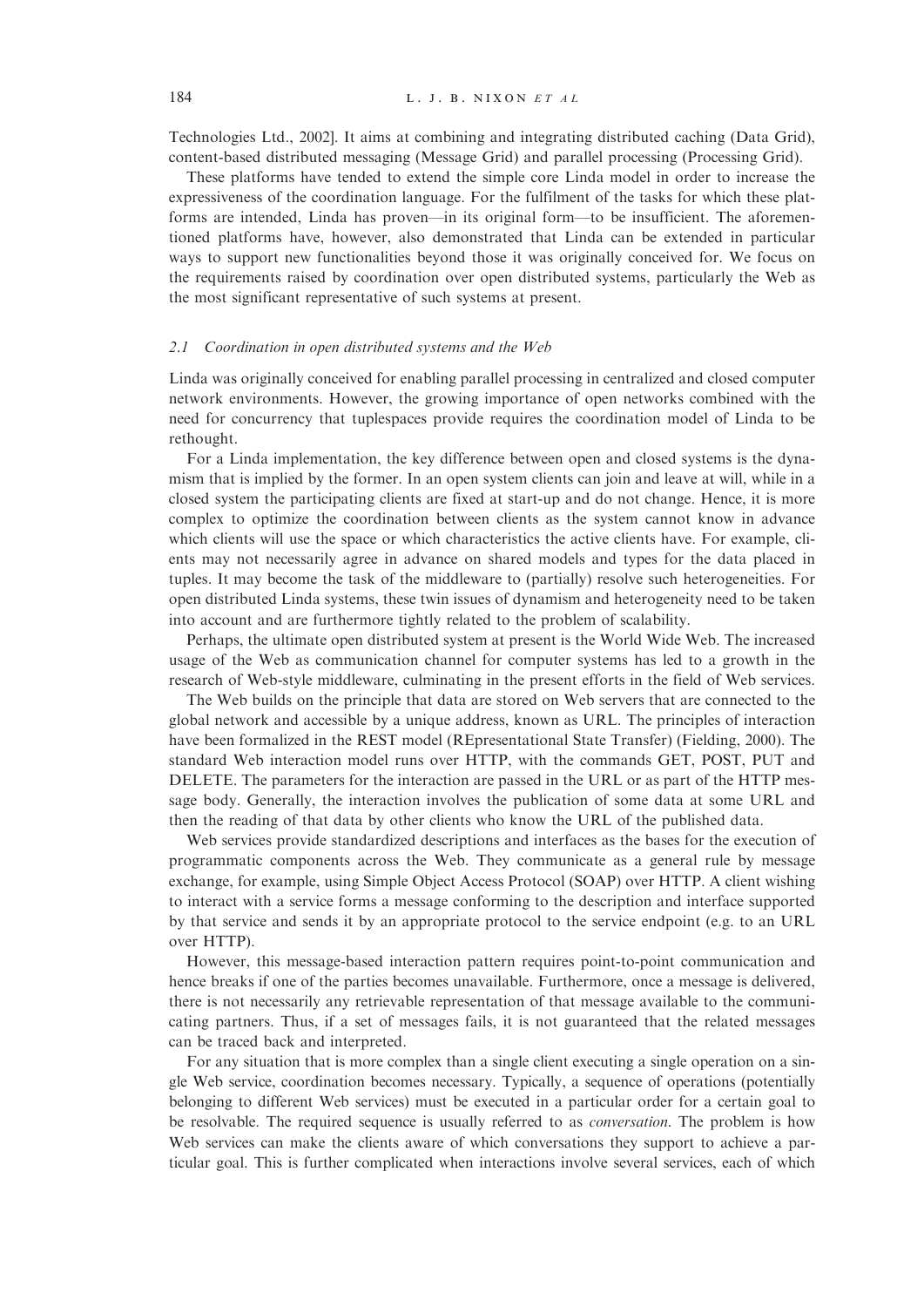Technologies Ltd., 2002]. It aims at combining and integrating distributed caching (Data Grid), content-based distributed messaging (Message Grid) and parallel processing (Processing Grid).

These platforms have tended to extend the simple core Linda model in order to increase the expressiveness of the coordination language. For the fulfilment of the tasks for which these platforms are intended, Linda has proven—in its original form—to be insufficient. The aforementioned platforms have, however, also demonstrated that Linda can be extended in particular ways to support new functionalities beyond those it was originally conceived for. We focus on the requirements raised by coordination over open distributed systems, particularly the Web as the most significant representative of such systems at present.

### 2.1 *Coordination in open distributed systems and the Web*

Linda was originally conceived for enabling parallel processing in centralized and closed computer network environments. However, the growing importance of open networks combined with the need for concurrency that tuplespaces provide requires the coordination model of Linda to be rethought.

For a Linda implementation, the key difference between open and closed systems is the dynamism that is implied by the former. In an open system clients can join and leave at will, while in a closed system the participating clients are fixed at start-up and do not change. Hence, it is more complex to optimize the coordination between clients as the system cannot know in advance which clients will use the space or which characteristics the active clients have. For example, clients may not necessarily agree in advance on shared models and types for the data placed in tuples. It may become the task of the middleware to (partially) resolve such heterogeneities. For open distributed Linda systems, these twin issues of dynamism and heterogeneity need to be taken into account and are furthermore tightly related to the problem of scalability.

Perhaps, the ultimate open distributed system at present is the World Wide Web. The increased usage of the Web as communication channel for computer systems has led to a growth in the research of Web-style middleware, culminating in the present efforts in the field of Web services.

The Web builds on the principle that data are stored on Web servers that are connected to the global network and accessible by a unique address, known as URL. The principles of interaction have been formalized in the REST model (REpresentational State Transfer) (Fielding, 2000). The standard Web interaction model runs over HTTP, with the commands GET, POST, PUT and DELETE. The parameters for the interaction are passed in the URL or as part of the HTTP message body. Generally, the interaction involves the publication of some data at some URL and then the reading of that data by other clients who know the URL of the published data.

Web services provide standardized descriptions and interfaces as the bases for the execution of programmatic components across the Web. They communicate as a general rule by message exchange, for example, using Simple Object Access Protocol (SOAP) over HTTP. A client wishing to interact with a service forms a message conforming to the description and interface supported by that service and sends it by an appropriate protocol to the service endpoint (e.g. to an URL over HTTP).

However, this message-based interaction pattern requires point-to-point communication and hence breaks if one of the parties becomes unavailable. Furthermore, once a message is delivered, there is not necessarily any retrievable representation of that message available to the communicating partners. Thus, if a set of messages fails, it is not guaranteed that the related messages can be traced back and interpreted.

For any situation that is more complex than a single client executing a single operation on a single Web service, coordination becomes necessary. Typically, a sequence of operations (potentially belonging to different Web services) must be executed in a particular order for a certain goal to be resolvable. The required sequence is usually referred to as *conversation*. The problem is how Web services can make the clients aware of which conversations they support to achieve a particular goal. This is further complicated when interactions involve several services, each of which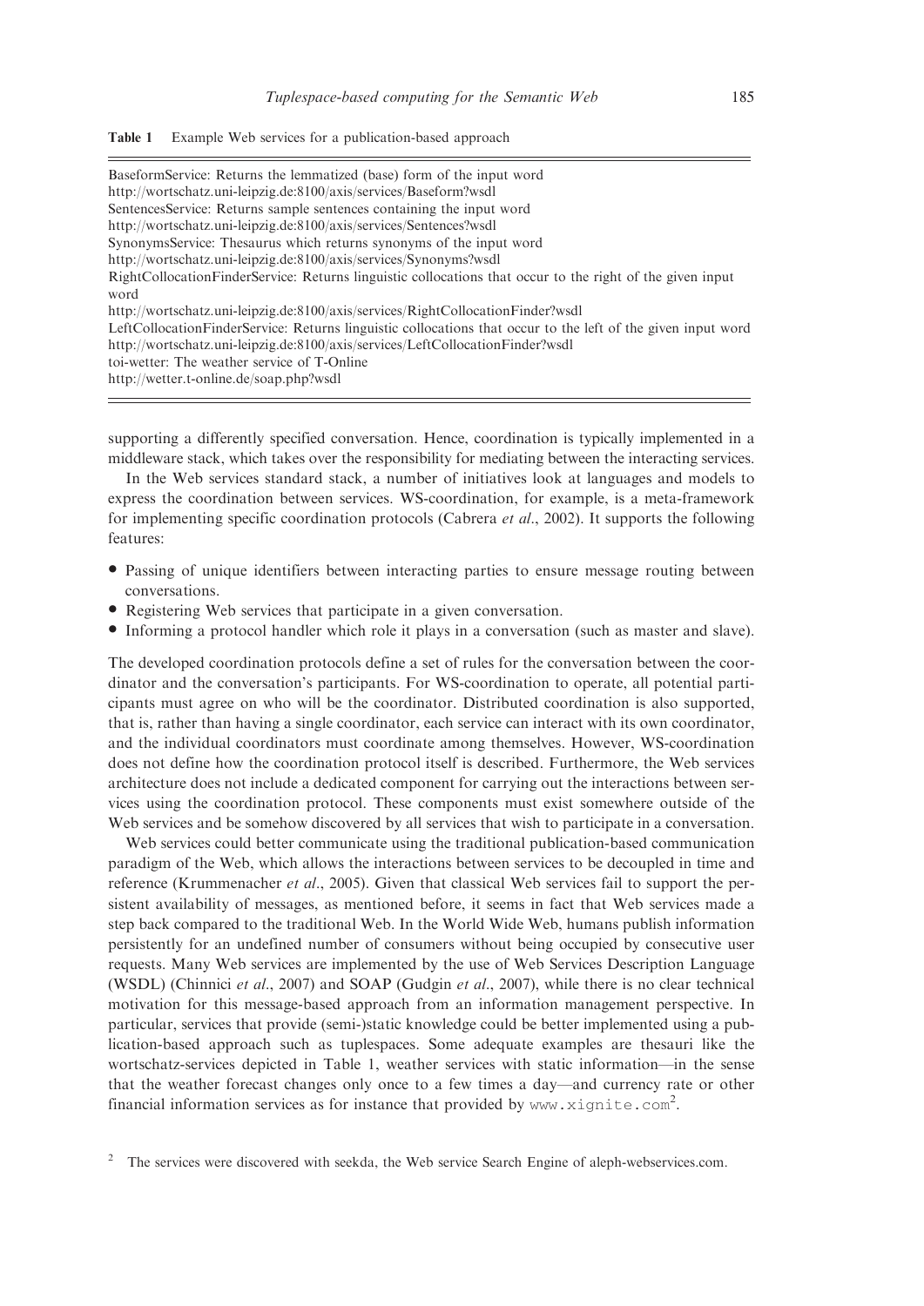**Table 1** Example Web services for a publication-based approach

| |
|---|
| BaseformService: Returns the lemmatized (base) form of the input word |
| http://wortschatz.uni-leipzig.de:8100/axis/services/Baseform?wsdl |
| SentencesService: Returns sample sentences containing the input word |
| http://wortschatz.uni-leipzig.de:8100/axis/services/Sentences?wsdl |
| SynonymsService: Thesaurus which returns synonyms of the input word |
| http://wortschatz.uni-leipzig.de:8100/axis/services/Synonyms?wsdl |
| RightCollocationFinderService: Returns linguistic collocations that occur to the right of the given input word |
| http://wortschatz.uni-leipzig.de:8100/axis/services/RightCollocationFinder?wsdl |
| LeftCollocationFinderService: Returns linguistic collocations that occur to the left of the given input word |
| http://wortschatz.uni-leipzig.de:8100/axis/services/LeftCollocationFinder?wsdl |
| toi-wetter: The weather service of T-Online |
| http://wetter.t-online.de/soap.php?wsdl |

supporting a differently specified conversation. Hence, coordination is typically implemented in a middleware stack, which takes over the responsibility for mediating between the interacting services.

In the Web services standard stack, a number of initiatives look at languages and models to express the coordination between services. WS-coordination, for example, is a meta-framework for implementing specific coordination protocols (Cabrera *et al*., 2002). It supports the following features:

- Passing of unique identifiers between interacting parties to ensure message routing between conversations.
- Registering Web services that participate in a given conversation.
- Informing a protocol handler which role it plays in a conversation (such as master and slave).

The developed coordination protocols define a set of rules for the conversation between the coordinator and the conversation's participants. For WS-coordination to operate, all potential participants must agree on who will be the coordinator. Distributed coordination is also supported, that is, rather than having a single coordinator, each service can interact with its own coordinator, and the individual coordinators must coordinate among themselves. However, WS-coordination does not define how the coordination protocol itself is described. Furthermore, the Web services architecture does not include a dedicated component for carrying out the interactions between services using the coordination protocol. These components must exist somewhere outside of the Web services and be somehow discovered by all services that wish to participate in a conversation.

Web services could better communicate using the traditional publication-based communication paradigm of the Web, which allows the interactions between services to be decoupled in time and reference (Krummenacher *et al*., 2005). Given that classical Web services fail to support the persistent availability of messages, as mentioned before, it seems in fact that Web services made a step back compared to the traditional Web. In the World Wide Web, humans publish information persistently for an undefined number of consumers without being occupied by consecutive user requests. Many Web services are implemented by the use of Web Services Description Language (WSDL) (Chinnici *et al*., 2007) and SOAP (Gudgin *et al*., 2007), while there is no clear technical motivation for this message-based approach from an information management perspective. In particular, services that provide (semi-)static knowledge could be better implemented using a publication-based approach such as tuplespaces. Some adequate examples are thesauri like the wortschatz-services depicted in Table 1, weather services with static information—in the sense that the weather forecast changes only once to a few times a day—and currency rate or other financial information services as for instance that provided by www.xignite.com[2].

[2] The services were discovered with seekda, the Web service Search Engine of aleph-webservices.com.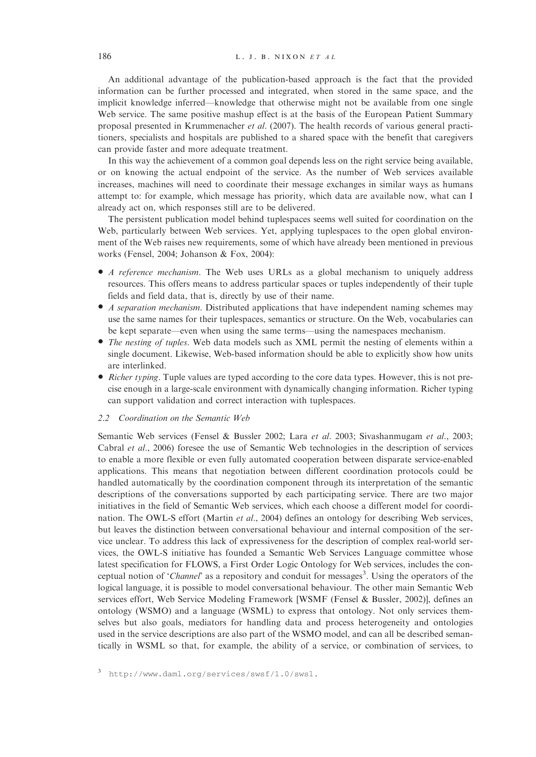An additional advantage of the publication-based approach is the fact that the provided information can be further processed and integrated, when stored in the same space, and the implicit knowledge inferred—knowledge that otherwise might not be available from one single Web service. The same positive mashup effect is at the basis of the European Patient Summary proposal presented in Krummenacher *et al*. (2007). The health records of various general practitioners, specialists and hospitals are published to a shared space with the benefit that caregivers can provide faster and more adequate treatment.

In this way the achievement of a common goal depends less on the right service being available, or on knowing the actual endpoint of the service. As the number of Web services available increases, machines will need to coordinate their message exchanges in similar ways as humans attempt to: for example, which message has priority, which data are available now, what can I already act on, which responses still are to be delivered.

The persistent publication model behind tuplespaces seems well suited for coordination on the Web, particularly between Web services. Yet, applying tuplespaces to the open global environment of the Web raises new requirements, some of which have already been mentioned in previous works (Fensel, 2004; Johanson & Fox, 2004):

- *A reference mechanism*. The Web uses URLs as a global mechanism to uniquely address resources. This offers means to address particular spaces or tuples independently of their tuple fields and field data, that is, directly by use of their name.
- *A separation mechanism*. Distributed applications that have independent naming schemes may use the same names for their tuplespaces, semantics or structure. On the Web, vocabularies can be kept separate—even when using the same terms—using the namespaces mechanism.
- *The nesting of tuples*. Web data models such as XML permit the nesting of elements within a single document. Likewise, Web-based information should be able to explicitly show how units are interlinked.
- *Richer typing*. Tuple values are typed according to the core data types. However, this is not precise enough in a large-scale environment with dynamically changing information. Richer typing can support validation and correct interaction with tuplespaces.

### 2.2 Coordination on the Semantic Web

Semantic Web services (Fensel & Bussler 2002; Lara *et al*. 2003; Sivashanmugam *et al*., 2003; Cabral *et al*., 2006) foresee the use of Semantic Web technologies in the description of services to enable a more flexible or even fully automated cooperation between disparate service-enabled applications. This means that negotiation between different coordination protocols could be handled automatically by the coordination component through its interpretation of the semantic descriptions of the conversations supported by each participating service. There are two major initiatives in the field of Semantic Web services, which each choose a different model for coordination. The OWL-S effort (Martin *et al*., 2004) defines an ontology for describing Web services, but leaves the distinction between conversational behaviour and internal composition of the service unclear. To address this lack of expressiveness for the description of complex real-world services, the OWL-S initiative has founded a Semantic Web Services Language committee whose latest specification for FLOWS, a First Order Logic Ontology for Web services, includes the conceptual notion of '*Channel*' as a repository and conduit for messages[3]. Using the operators of the logical language, it is possible to model conversational behaviour. The other main Semantic Web services effort, Web Service Modeling Framework [WSMF (Fensel & Bussler, 2002)], defines an ontology (WSMO) and a language (WSML) to express that ontology. Not only services themselves but also goals, mediators for handling data and process heterogeneity and ontologies used in the service descriptions are also part of the WSMO model, and can all be described semantically in WSML so that, for example, the ability of a service, or combination of services, to

[3] http://www.daml.org/services/swsf/1.0/swsl.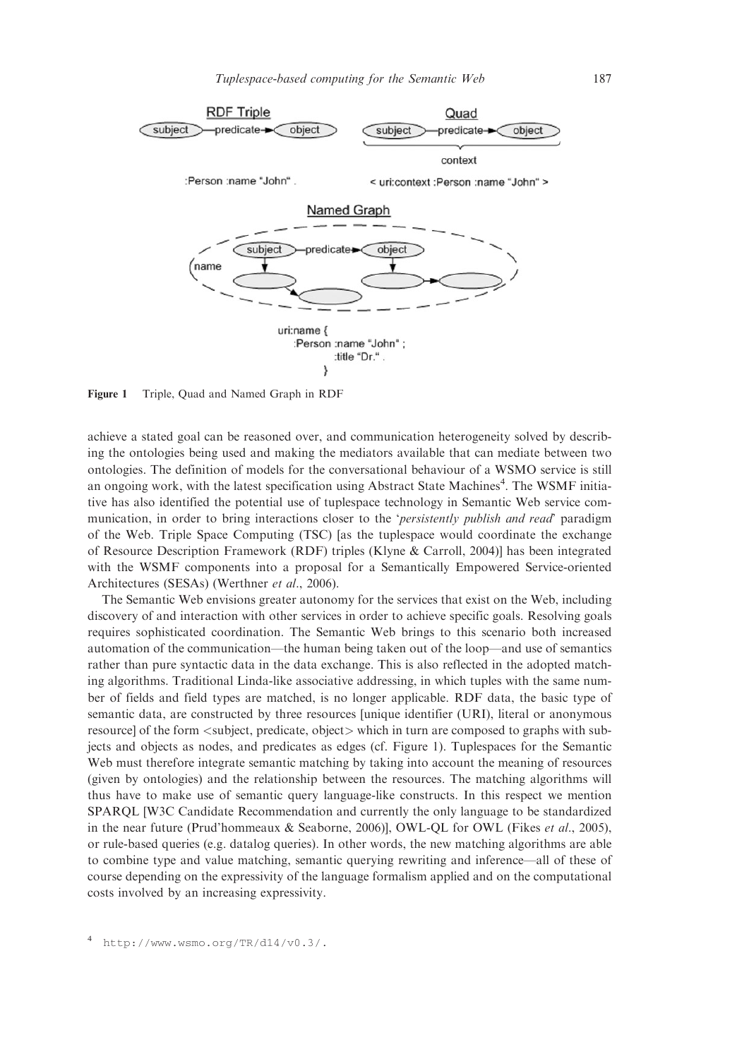Figure 1 Triple, Quad and Named Graph in RDF

achieve a stated goal can be reasoned over, and communication heterogeneity solved by describing the ontologies being used and making the mediators available that can mediate between two ontologies. The definition of models for the conversational behaviour of a WSMO service is still an ongoing work, with the latest specification using Abstract State Machines[4]. The WSMF initiative has also identified the potential use of tuplespace technology in Semantic Web service communication, in order to bring interactions closer to the '*persistently publish and read*' paradigm of the Web. Triple Space Computing (TSC) [as the tuplespace would coordinate the exchange of Resource Description Framework (RDF) triples (Klyne & Carroll, 2004)] has been integrated with the WSMF components into a proposal for a Semantically Empowered Service-oriented Architectures (SESAs) (Werthner *et al*., 2006).

The Semantic Web envisions greater autonomy for the services that exist on the Web, including discovery of and interaction with other services in order to achieve specific goals. Resolving goals requires sophisticated coordination. The Semantic Web brings to this scenario both increased automation of the communication—the human being taken out of the loop—and use of semantics rather than pure syntactic data in the data exchange. This is also reflected in the adopted matching algorithms. Traditional Linda-like associative addressing, in which tuples with the same number of fields and field types are matched, is no longer applicable. RDF data, the basic type of semantic data, are constructed by three resources [unique identifier (URI), literal or anonymous resource] of the form <subject, predicate, object> which in turn are composed to graphs with subjects and objects as nodes, and predicates as edges (cf. Figure 1). Tuplespaces for the Semantic Web must therefore integrate semantic matching by taking into account the meaning of resources (given by ontologies) and the relationship between the resources. The matching algorithms will thus have to make use of semantic query language-like constructs. In this respect we mention SPARQL [W3C Candidate Recommendation and currently the only language to be standardized in the near future (Prud'hommeaux & Seaborne, 2006)], OWL-QL for OWL (Fikes *et al*., 2005), or rule-based queries (e.g. datalog queries). In other words, the new matching algorithms are able to combine type and value matching, semantic querying rewriting and inference—all of these of course depending on the expressivity of the language formalism applied and on the computational costs involved by an increasing expressivity.

[4] http://www.wsmo.org/TR/d14/v0.3/.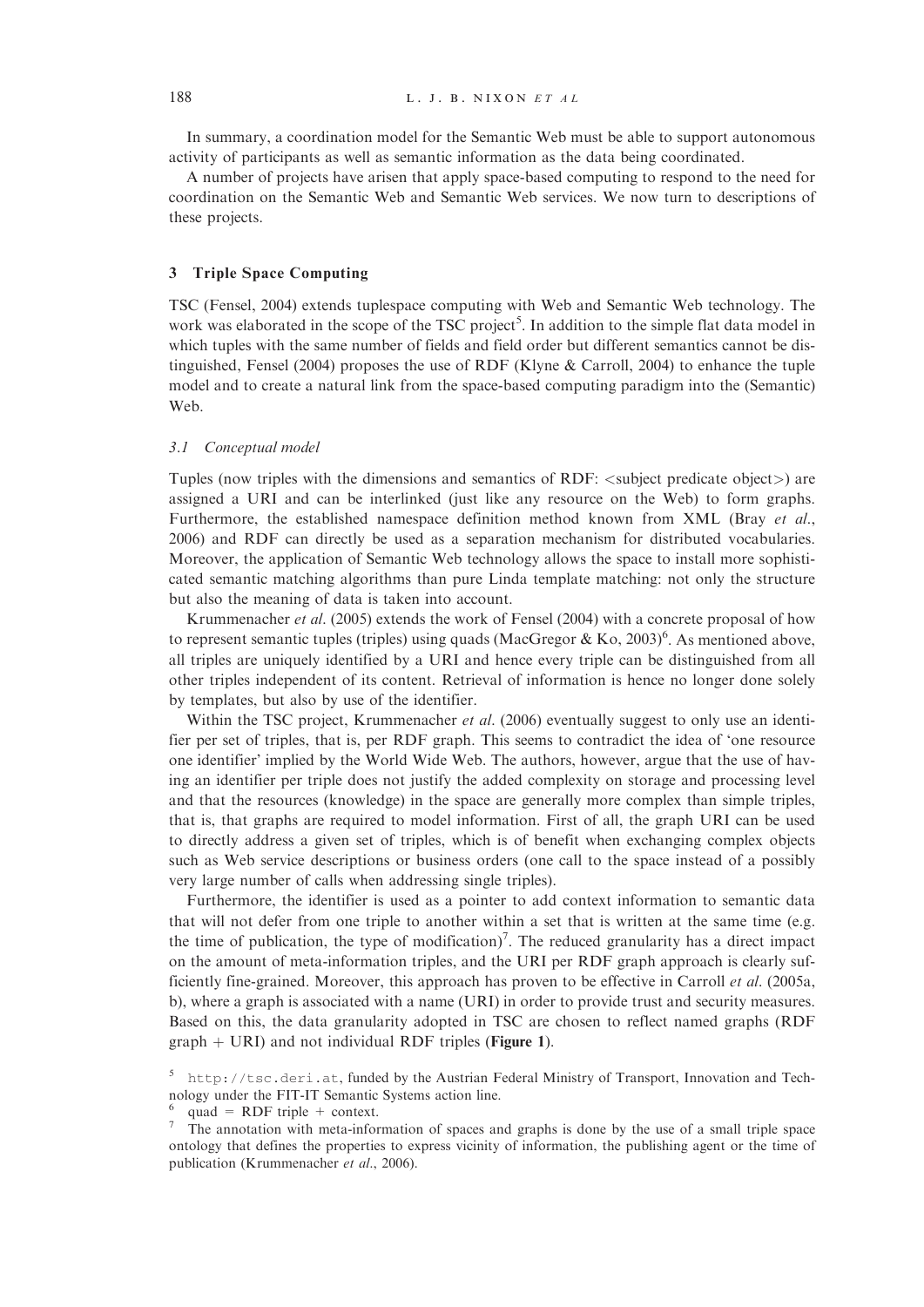In summary, a coordination model for the Semantic Web must be able to support autonomous activity of participants as well as semantic information as the data being coordinated.

A number of projects have arisen that apply space-based computing to respond to the need for coordination on the Semantic Web and Semantic Web services. We now turn to descriptions of these projects.

## 3 Triple Space Computing

TSC (Fensel, 2004) extends tuplespace computing with Web and Semantic Web technology. The work was elaborated in the scope of the TSC project[5]. In addition to the simple flat data model in which tuples with the same number of fields and field order but different semantics cannot be distinguished, Fensel (2004) proposes the use of RDF (Klyne & Carroll, 2004) to enhance the tuple model and to create a natural link from the space-based computing paradigm into the (Semantic) Web.

### 3.1 Conceptual model

Tuples (now triples with the dimensions and semantics of RDF: <subject predicate object>) are assigned a URI and can be interlinked (just like any resource on the Web) to form graphs. Furthermore, the established namespace definition method known from XML (Bray *et al.*, 2006) and RDF can directly be used as a separation mechanism for distributed vocabularies. Moreover, the application of Semantic Web technology allows the space to install more sophisticated semantic matching algorithms than pure Linda template matching: not only the structure but also the meaning of data is taken into account.

Krummenacher *et al.* (2005) extends the work of Fensel (2004) with a concrete proposal of how to represent semantic tuples (triples) using quads (MacGregor & Ko, 2003)[6]. As mentioned above, all triples are uniquely identified by a URI and hence every triple can be distinguished from all other triples independent of its content. Retrieval of information is hence no longer done solely by templates, but also by use of the identifier.

Within the TSC project, Krummenacher *et al.* (2006) eventually suggest to only use an identifier per set of triples, that is, per RDF graph. This seems to contradict the idea of 'one resource one identifier' implied by the World Wide Web. The authors, however, argue that the use of having an identifier per triple does not justify the added complexity on storage and processing level and that the resources (knowledge) in the space are generally more complex than simple triples, that is, that graphs are required to model information. First of all, the graph URI can be used to directly address a given set of triples, which is of benefit when exchanging complex objects such as Web service descriptions or business orders (one call to the space instead of a possibly very large number of calls when addressing single triples).

Furthermore, the identifier is used as a pointer to add context information to semantic data that will not defer from one triple to another within a set that is written at the same time (e.g. the time of publication, the type of modification)[7]. The reduced granularity has a direct impact on the amount of meta-information triples, and the URI per RDF graph approach is clearly sufficiently fine-grained. Moreover, this approach has proven to be effective in Carroll *et al.* (2005a, b), where a graph is associated with a name (URI) in order to provide trust and security measures. Based on this, the data granularity adopted in TSC are chosen to reflect named graphs (RDF graph + URI) and not individual RDF triples (**Figure 1**).

---

[5] `http://tsc.deri.at`, funded by the Austrian Federal Ministry of Transport, Innovation and Technology under the FIT-IT Semantic Systems action line.

[6] quad = RDF triple + context.

[7] The annotation with meta-information of spaces and graphs is done by the use of a small triple space ontology that defines the properties to express vicinity of information, the publishing agent or the time of publication (Krummenacher *et al.*, 2006).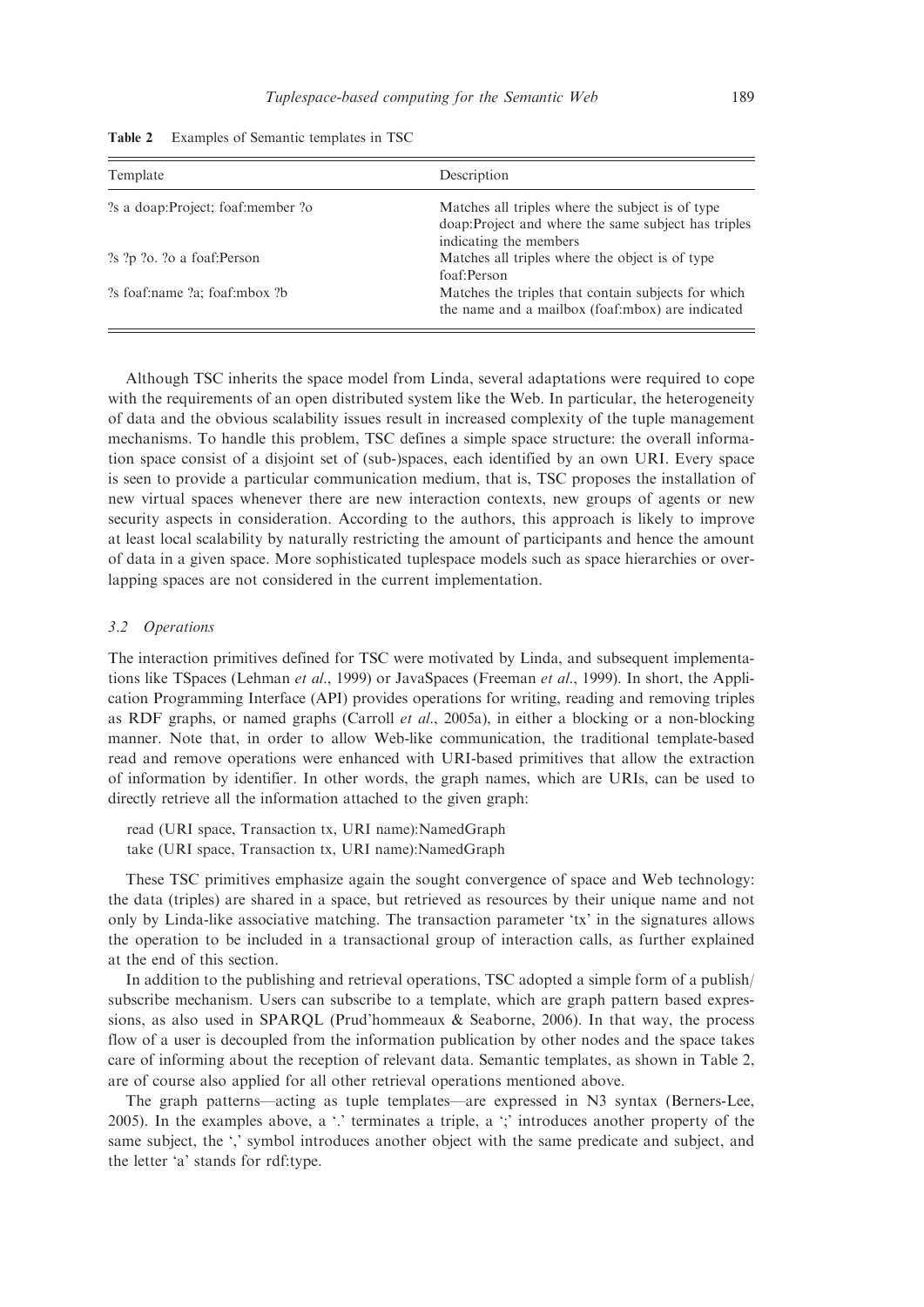**Table 2** Examples of Semantic templates in TSC

| Template | Description |
| --- | --- |
| ?s a doap:Project; foaf:member ?o | Matches all triples where the subject is of type doap:Project and where the same subject has triples indicating the members |
| ?s ?p ?o. ?o a foaf:Person | Matches all triples where the object is of type foaf:Person |
| ?s foaf:name ?a; foaf:mbox ?b | Matches the triples that contain subjects for which the name and a mailbox (foaf:mbox) are indicated |

Although TSC inherits the space model from Linda, several adaptations were required to cope with the requirements of an open distributed system like the Web. In particular, the heterogeneity of data and the obvious scalability issues result in increased complexity of the tuple management mechanisms. To handle this problem, TSC defines a simple space structure: the overall information space consist of a disjoint set of (sub-)spaces, each identified by an own URI. Every space is seen to provide a particular communication medium, that is, TSC proposes the installation of new virtual spaces whenever there are new interaction contexts, new groups of agents or new security aspects in consideration. According to the authors, this approach is likely to improve at least local scalability by naturally restricting the amount of participants and hence the amount of data in a given space. More sophisticated tuplespace models such as space hierarchies or overlapping spaces are not considered in the current implementation.

### 3.2 Operations

The interaction primitives defined for TSC were motivated by Linda, and subsequent implementations like TSpaces (Lehman *et al.*, 1999) or JavaSpaces (Freeman *et al.*, 1999). In short, the Application Programming Interface (API) provides operations for writing, reading and removing triples as RDF graphs, or named graphs (Carroll *et al.*, 2005a), in either a blocking or a non-blocking manner. Note that, in order to allow Web-like communication, the traditional template-based read and remove operations were enhanced with URI-based primitives that allow the extraction of information by identifier. In other words, the graph names, which are URIs, can be used to directly retrieve all the information attached to the given graph:

read (URI space, Transaction tx, URI name):NamedGraph
take (URI space, Transaction tx, URI name):NamedGraph

These TSC primitives emphasize again the sought convergence of space and Web technology: the data (triples) are shared in a space, but retrieved as resources by their unique name and not only by Linda-like associative matching. The transaction parameter 'tx' in the signatures allows the operation to be included in a transactional group of interaction calls, as further explained at the end of this section.

In addition to the publishing and retrieval operations, TSC adopted a simple form of a publish/subscribe mechanism. Users can subscribe to a template, which are graph pattern based expressions, as also used in SPARQL (Prud'hommeaux & Seaborne, 2006). In that way, the process flow of a user is decoupled from the information publication by other nodes and the space takes care of informing about the reception of relevant data. Semantic templates, as shown in Table 2, are of course also applied for all other retrieval operations mentioned above.

The graph patterns—acting as tuple templates—are expressed in N3 syntax (Berners-Lee, 2005). In the examples above, a '.' terminates a triple, a ';' introduces another property of the same subject, the ',' symbol introduces another object with the same predicate and subject, and the letter 'a' stands for rdf:type.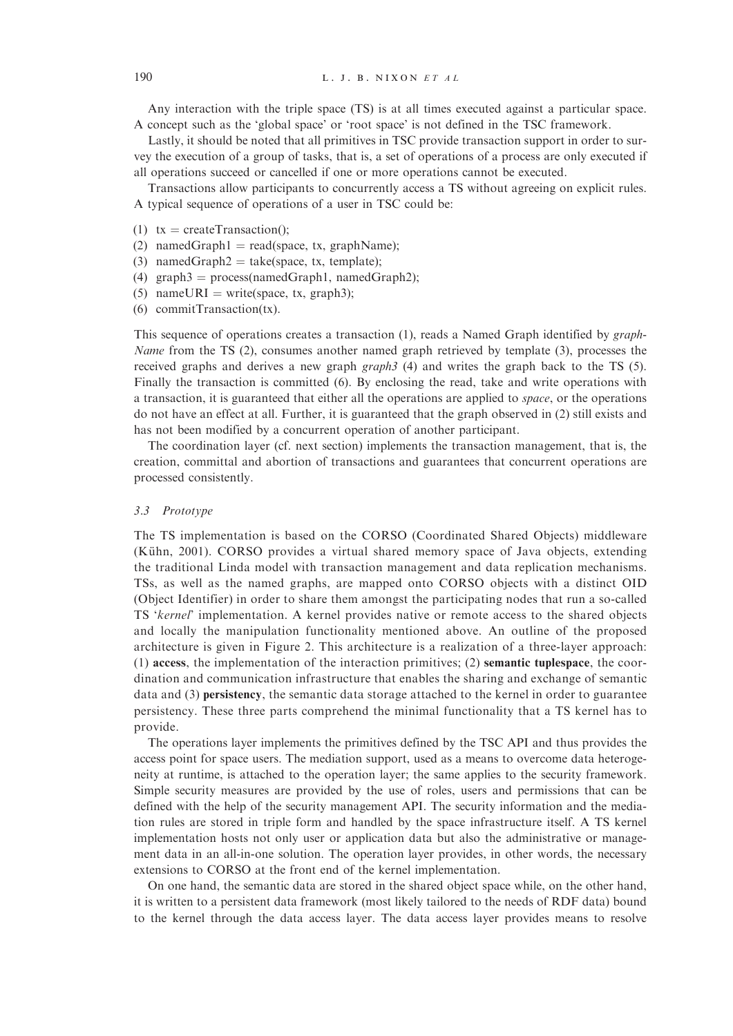Any interaction with the triple space (TS) is at all times executed against a particular space. A concept such as the 'global space' or 'root space' is not defined in the TSC framework.

Lastly, it should be noted that all primitives in TSC provide transaction support in order to survey the execution of a group of tasks, that is, a set of operations of a process are only executed if all operations succeed or cancelled if one or more operations cannot be executed.

Transactions allow participants to concurrently access a TS without agreeing on explicit rules. A typical sequence of operations of a user in TSC could be:

(1) tx = createTransaction();
(2) namedGraph1 = read(space, tx, graphName);
(3) namedGraph2 = take(space, tx, template);
(4) graph3 = process(namedGraph1, namedGraph2);
(5) nameURI = write(space, tx, graph3);
(6) commitTransaction(tx).

This sequence of operations creates a transaction (1), reads a Named Graph identified by *graphName* from the TS (2), consumes another named graph retrieved by template (3), processes the received graphs and derives a new graph *graph3* (4) and writes the graph back to the TS (5). Finally the transaction is committed (6). By enclosing the read, take and write operations with a transaction, it is guaranteed that either all the operations are applied to *space*, or the operations do not have an effect at all. Further, it is guaranteed that the graph observed in (2) still exists and has not been modified by a concurrent operation of another participant.

The coordination layer (cf. next section) implements the transaction management, that is, the creation, committal and abortion of transactions and guarantees that concurrent operations are processed consistently.

### 3.3 *Prototype*

The TS implementation is based on the CORSO (Coordinated Shared Objects) middleware (Kühn, 2001). CORSO provides a virtual shared memory space of Java objects, extending the traditional Linda model with transaction management and data replication mechanisms. TSs, as well as the named graphs, are mapped onto CORSO objects with a distinct OID (Object Identifier) in order to share them amongst the participating nodes that run a so-called TS '*kernel*' implementation. A kernel provides native or remote access to the shared objects and locally the manipulation functionality mentioned above. An outline of the proposed architecture is given in Figure 2. This architecture is a realization of a three-layer approach: (1) **access**, the implementation of the interaction primitives; (2) **semantic tuplespace**, the coordination and communication infrastructure that enables the sharing and exchange of semantic data and (3) **persistency**, the semantic data storage attached to the kernel in order to guarantee persistency. These three parts comprehend the minimal functionality that a TS kernel has to provide.

The operations layer implements the primitives defined by the TSC API and thus provides the access point for space users. The mediation support, used as a means to overcome data heterogeneity at runtime, is attached to the operation layer; the same applies to the security framework. Simple security measures are provided by the use of roles, users and permissions that can be defined with the help of the security management API. The security information and the mediation rules are stored in triple form and handled by the space infrastructure itself. A TS kernel implementation hosts not only user or application data but also the administrative or management data in an all-in-one solution. The operation layer provides, in other words, the necessary extensions to CORSO at the front end of the kernel implementation.

On one hand, the semantic data are stored in the shared object space while, on the other hand, it is written to a persistent data framework (most likely tailored to the needs of RDF data) bound to the kernel through the data access layer. The data access layer provides means to resolve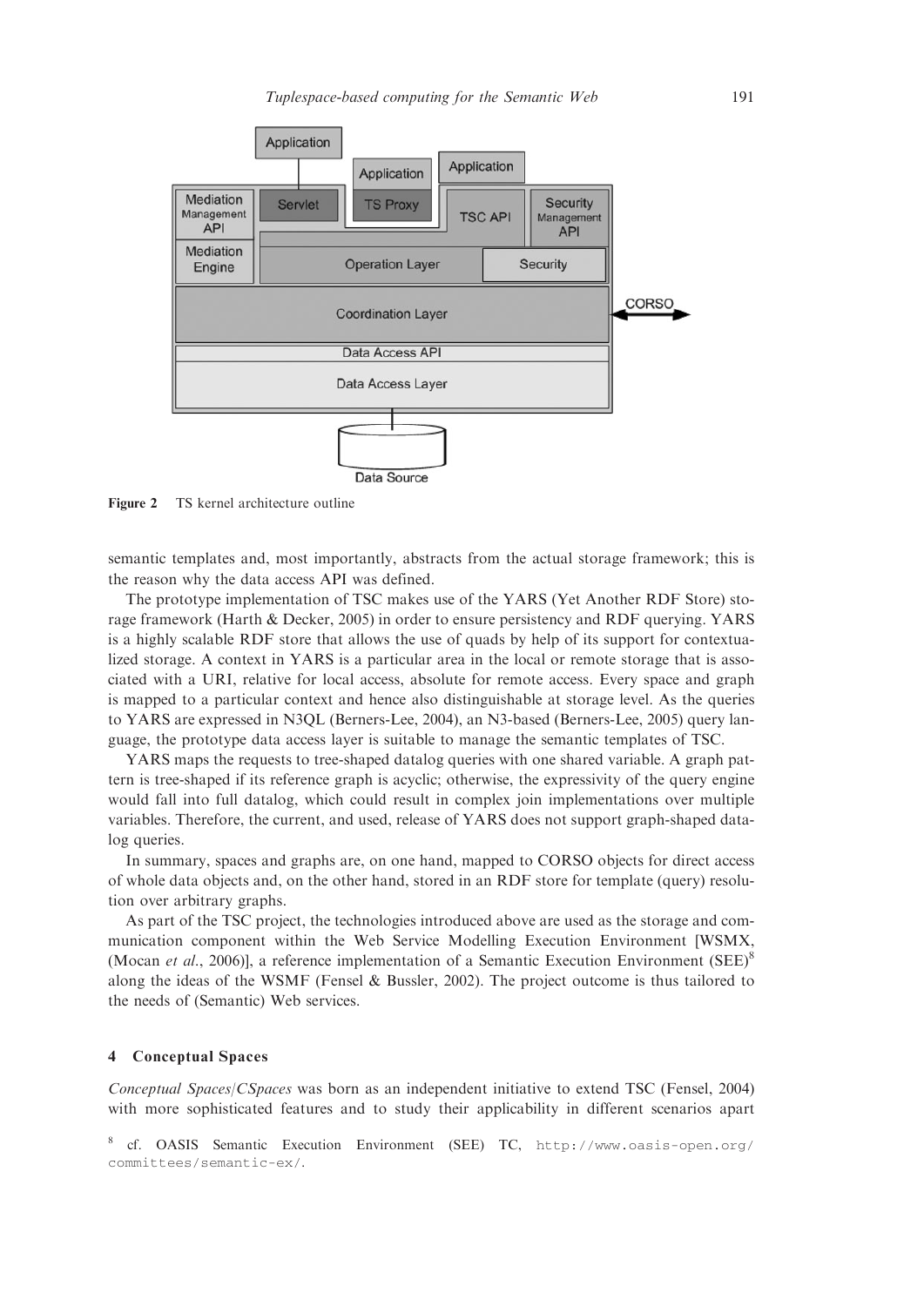Figure 2    TS kernel architecture outline

semantic templates and, most importantly, abstracts from the actual storage framework; this is the reason why the data access API was defined.

The prototype implementation of TSC makes use of the YARS (Yet Another RDF Store) storage framework (Harth & Decker, 2005) in order to ensure persistency and RDF querying. YARS is a highly scalable RDF store that allows the use of quads by help of its support for contextualized storage. A context in YARS is a particular area in the local or remote storage that is associated with a URI, relative for local access, absolute for remote access. Every space and graph is mapped to a particular context and hence also distinguishable at storage level. As the queries to YARS are expressed in N3QL (Berners-Lee, 2004), an N3-based (Berners-Lee, 2005) query language, the prototype data access layer is suitable to manage the semantic templates of TSC.

YARS maps the requests to tree-shaped datalog queries with one shared variable. A graph pattern is tree-shaped if its reference graph is acyclic; otherwise, the expressivity of the query engine would fall into full datalog, which could result in complex join implementations over multiple variables. Therefore, the current, and used, release of YARS does not support graph-shaped datalog queries.

In summary, spaces and graphs are, on one hand, mapped to CORSO objects for direct access of whole data objects and, on the other hand, stored in an RDF store for template (query) resolution over arbitrary graphs.

As part of the TSC project, the technologies introduced above are used as the storage and communication component within the Web Service Modelling Execution Environment [WSMX, (Mocan *et al*., 2006)], a reference implementation of a Semantic Execution Environment (SEE)[8] along the ideas of the WSMF (Fensel & Bussler, 2002). The project outcome is thus tailored to the needs of (Semantic) Web services.

## 4 Conceptual Spaces

*Conceptual Spaces*/*CSpaces* was born as an independent initiative to extend TSC (Fensel, 2004) with more sophisticated features and to study their applicability in different scenarios apart

[8] cf. OASIS Semantic Execution Environment (SEE) TC, http://www.oasis-open.org/committees/semantic-ex/.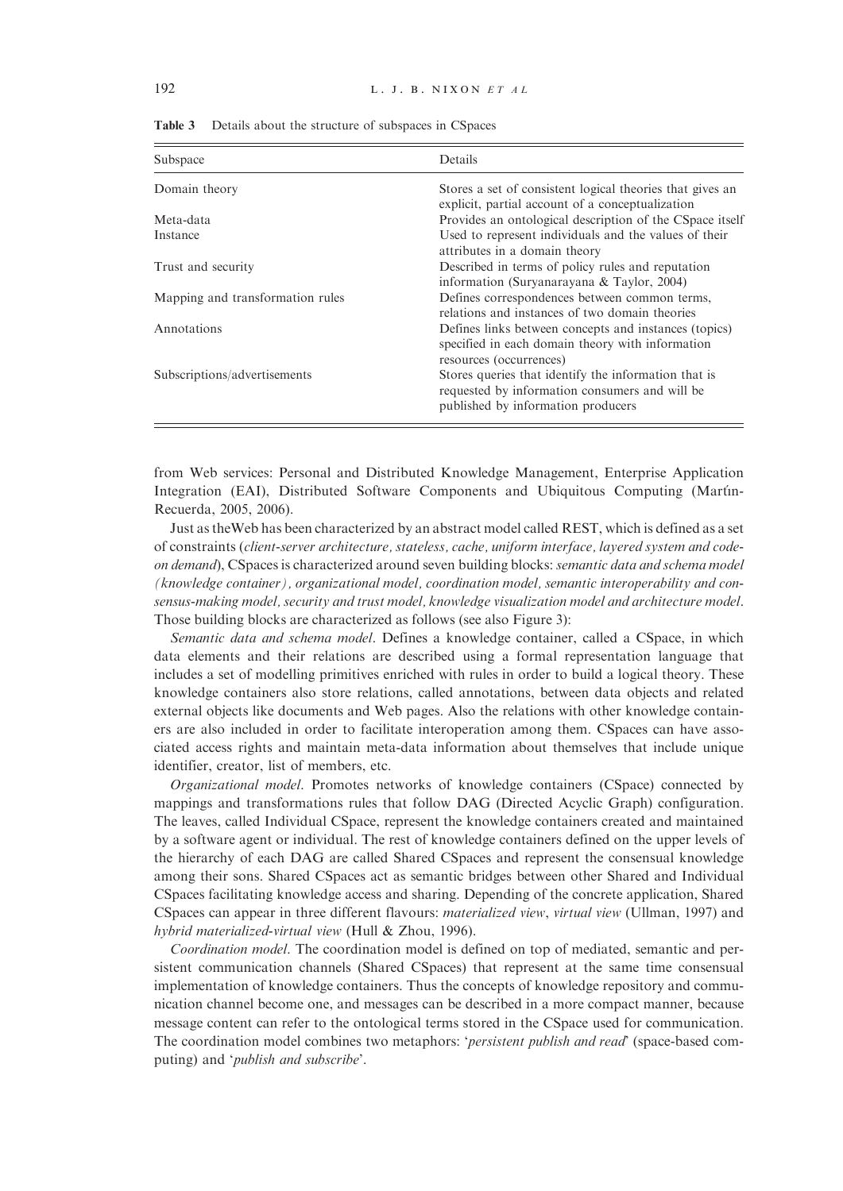**Table 3** Details about the structure of subspaces in CSpaces

| Subspace | Details |
|---|---|
| Domain theory | Stores a set of consistent logical theories that gives an explicit, partial account of a conceptualization |
| Meta-data | Provides an ontological description of the CSpace itself |
| Instance | Used to represent individuals and the values of their attributes in a domain theory |
| Trust and security | Described in terms of policy rules and reputation information (Suryanarayana & Taylor, 2004) |
| Mapping and transformation rules | Defines correspondences between common terms, relations and instances of two domain theories |
| Annotations | Defines links between concepts and instances (topics) specified in each domain theory with information resources (occurrences) |
| Subscriptions/advertisements | Stores queries that identify the information that is requested by information consumers and will be published by information producers |

from Web services: Personal and Distributed Knowledge Management, Enterprise Application Integration (EAI), Distributed Software Components and Ubiquitous Computing (Martín-Recuerda, 2005, 2006).

Just as theWeb has been characterized by an abstract model called REST, which is defined as a set of constraints (*client-server architecture, stateless, cache, uniform interface, layered system and code-on demand*), CSpaces is characterized around seven building blocks: *semantic data and schema model (knowledge container), organizational model, coordination model, semantic interoperability and consensus-making model, security and trust model, knowledge visualization model and architecture model*. Those building blocks are characterized as follows (see also Figure 3):

*Semantic data and schema model*. Defines a knowledge container, called a CSpace, in which data elements and their relations are described using a formal representation language that includes a set of modelling primitives enriched with rules in order to build a logical theory. These knowledge containers also store relations, called annotations, between data objects and related external objects like documents and Web pages. Also the relations with other knowledge containers are also included in order to facilitate interoperation among them. CSpaces can have associated access rights and maintain meta-data information about themselves that include unique identifier, creator, list of members, etc.

*Organizational model*. Promotes networks of knowledge containers (CSpace) connected by mappings and transformations rules that follow DAG (Directed Acyclic Graph) configuration. The leaves, called Individual CSpace, represent the knowledge containers created and maintained by a software agent or individual. The rest of knowledge containers defined on the upper levels of the hierarchy of each DAG are called Shared CSpaces and represent the consensual knowledge among their sons. Shared CSpaces act as semantic bridges between other Shared and Individual CSpaces facilitating knowledge access and sharing. Depending of the concrete application, Shared CSpaces can appear in three different flavours: *materialized view*, *virtual view* (Ullman, 1997) and *hybrid materialized-virtual view* (Hull & Zhou, 1996).

*Coordination model*. The coordination model is defined on top of mediated, semantic and persistent communication channels (Shared CSpaces) that represent at the same time consensual implementation of knowledge containers. Thus the concepts of knowledge repository and communication channel become one, and messages can be described in a more compact manner, because message content can refer to the ontological terms stored in the CSpace used for communication. The coordination model combines two metaphors: '*persistent publish and read*' (space-based computing) and '*publish and subscribe*'.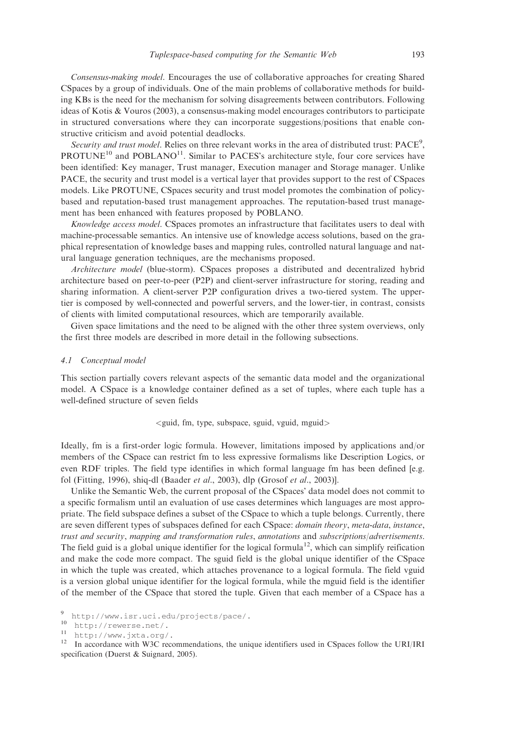*Consensus-making model*. Encourages the use of collaborative approaches for creating Shared CSpaces by a group of individuals. One of the main problems of collaborative methods for building KBs is the need for the mechanism for solving disagreements between contributors. Following ideas of Kotis & Vouros (2003), a consensus-making model encourages contributors to participate in structured conversations where they can incorporate suggestions/positions that enable constructive criticism and avoid potential deadlocks.

*Security and trust model*. Relies on three relevant works in the area of distributed trust: PACE[9], PROTUNE[10] and POBLANO[11]. Similar to PACES's architecture style, four core services have been identified: Key manager, Trust manager, Execution manager and Storage manager. Unlike PACE, the security and trust model is a vertical layer that provides support to the rest of CSpaces models. Like PROTUNE, CSpaces security and trust model promotes the combination of policy-based and reputation-based trust management approaches. The reputation-based trust management has been enhanced with features proposed by POBLANO.

*Knowledge access model*. CSpaces promotes an infrastructure that facilitates users to deal with machine-processable semantics. An intensive use of knowledge access solutions, based on the graphical representation of knowledge bases and mapping rules, controlled natural language and natural language generation techniques, are the mechanisms proposed.

*Architecture model* (blue-storm). CSpaces proposes a distributed and decentralized hybrid architecture based on peer-to-peer (P2P) and client-server infrastructure for storing, reading and sharing information. A client-server P2P configuration drives a two-tiered system. The upper-tier is composed by well-connected and powerful servers, and the lower-tier, in contrast, consists of clients with limited computational resources, which are temporarily available.

Given space limitations and the need to be aligned with the other three system overviews, only the first three models are described in more detail in the following subsections.

### 4.1 Conceptual model

This section partially covers relevant aspects of the semantic data model and the organizational model. A CSpace is a knowledge container defined as a set of tuples, where each tuple has a well-defined structure of seven fields

<guid, fm, type, subspace, sguid, vguid, mguid>

Ideally, fm is a first-order logic formula. However, limitations imposed by applications and/or members of the CSpace can restrict fm to less expressive formalisms like Description Logics, or even RDF triples. The field type identifies in which formal language fm has been defined [e.g. fol (Fitting, 1996), shiq-dl (Baader *et al*., 2003), dlp (Grosof *et al*., 2003)].

Unlike the Semantic Web, the current proposal of the CSpaces' data model does not commit to a specific formalism until an evaluation of use cases determines which languages are most appropriate. The field subspace defines a subset of the CSpace to which a tuple belongs. Currently, there are seven different types of subspaces defined for each CSpace: *domain theory*, *meta-data*, *instance*, *trust and security*, *mapping and transformation rules*, *annotations* and *subscriptions/advertisements*. The field guid is a global unique identifier for the logical formula[12], which can simplify reification and make the code more compact. The sguid field is the global unique identifier of the CSpace in which the tuple was created, which attaches provenance to a logical formula. The field vguid is a version global unique identifier for the logical formula, while the mguid field is the identifier of the member of the CSpace that stored the tuple. Given that each member of a CSpace has a

[9] http://www.isr.uci.edu/projects/pace/.
[10] http://rewerse.net/.
[11] http://www.jxta.org/.
[12] In accordance with W3C recommendations, the unique identifiers used in CSpaces follow the URI/IRI specification (Duerst & Suignard, 2005).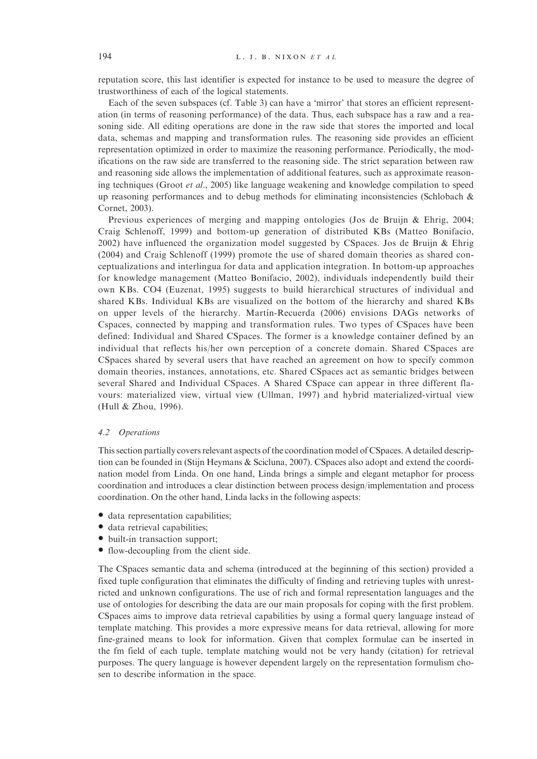reputation score, this last identifier is expected for instance to be used to measure the degree of trustworthiness of each of the logical statements.

Each of the seven subspaces (cf. Table 3) can have a 'mirror' that stores an efficient representation (in terms of reasoning performance) of the data. Thus, each subspace has a raw and a reasoning side. All editing operations are done in the raw side that stores the imported and local data, schemas and mapping and transformation rules. The reasoning side provides an efficient representation optimized in order to maximize the reasoning performance. Periodically, the modifications on the raw side are transferred to the reasoning side. The strict separation between raw and reasoning side allows the implementation of additional features, such as approximate reasoning techniques (Groot *et al*., 2005) like language weakening and knowledge compilation to speed up reasoning performances and to debug methods for eliminating inconsistencies (Schlobach & Cornet, 2003).

Previous experiences of merging and mapping ontologies (Jos de Bruijn & Ehrig, 2004; Craig Schlenoff, 1999) and bottom-up generation of distributed KBs (Matteo Bonifacio, 2002) have influenced the organization model suggested by CSpaces. Jos de Bruijn & Ehrig (2004) and Craig Schlenoff (1999) promote the use of shared domain theories as shared conceptualizations and interlingua for data and application integration. In bottom-up approaches for knowledge management (Matteo Bonifacio, 2002), individuals independently build their own KBs. CO4 (Euzenat, 1995) suggests to build hierarchical structures of individual and shared KBs. Individual KBs are visualized on the bottom of the hierarchy and shared KBs on upper levels of the hierarchy. Martín-Recuerda (2006) envisions DAGs networks of Cspaces, connected by mapping and transformation rules. Two types of CSpaces have been defined: Individual and Shared CSpaces. The former is a knowledge container defined by an individual that reflects his/her own perception of a concrete domain. Shared CSpaces are CSpaces shared by several users that have reached an agreement on how to specify common domain theories, instances, annotations, etc. Shared CSpaces act as semantic bridges between several Shared and Individual CSpaces. A Shared CSpace can appear in three different flavours: materialized view, virtual view (Ullman, 1997) and hybrid materialized-virtual view (Hull & Zhou, 1996).

### 4.2 *Operations*

This section partially covers relevant aspects of the coordination model of CSpaces. A detailed description can be founded in (Stijn Heymans & Scicluna, 2007). CSpaces also adopt and extend the coordination model from Linda. On one hand, Linda brings a simple and elegant metaphor for process coordination and introduces a clear distinction between process design/implementation and process coordination. On the other hand, Linda lacks in the following aspects:

- data representation capabilities;
- data retrieval capabilities;
- built-in transaction support;
- flow-decoupling from the client side.

The CSpaces semantic data and schema (introduced at the beginning of this section) provided a fixed tuple configuration that eliminates the difficulty of finding and retrieving tuples with unrestricted and unknown configurations. The use of rich and formal representation languages and the use of ontologies for describing the data are our main proposals for coping with the first problem. CSpaces aims to improve data retrieval capabilities by using a formal query language instead of template matching. This provides a more expressive means for data retrieval, allowing for more fine-grained means to look for information. Given that complex formulae can be inserted in the fm field of each tuple, template matching would not be very handy (citation) for retrieval purposes. The query language is however dependent largely on the representation formulism chosen to describe information in the space.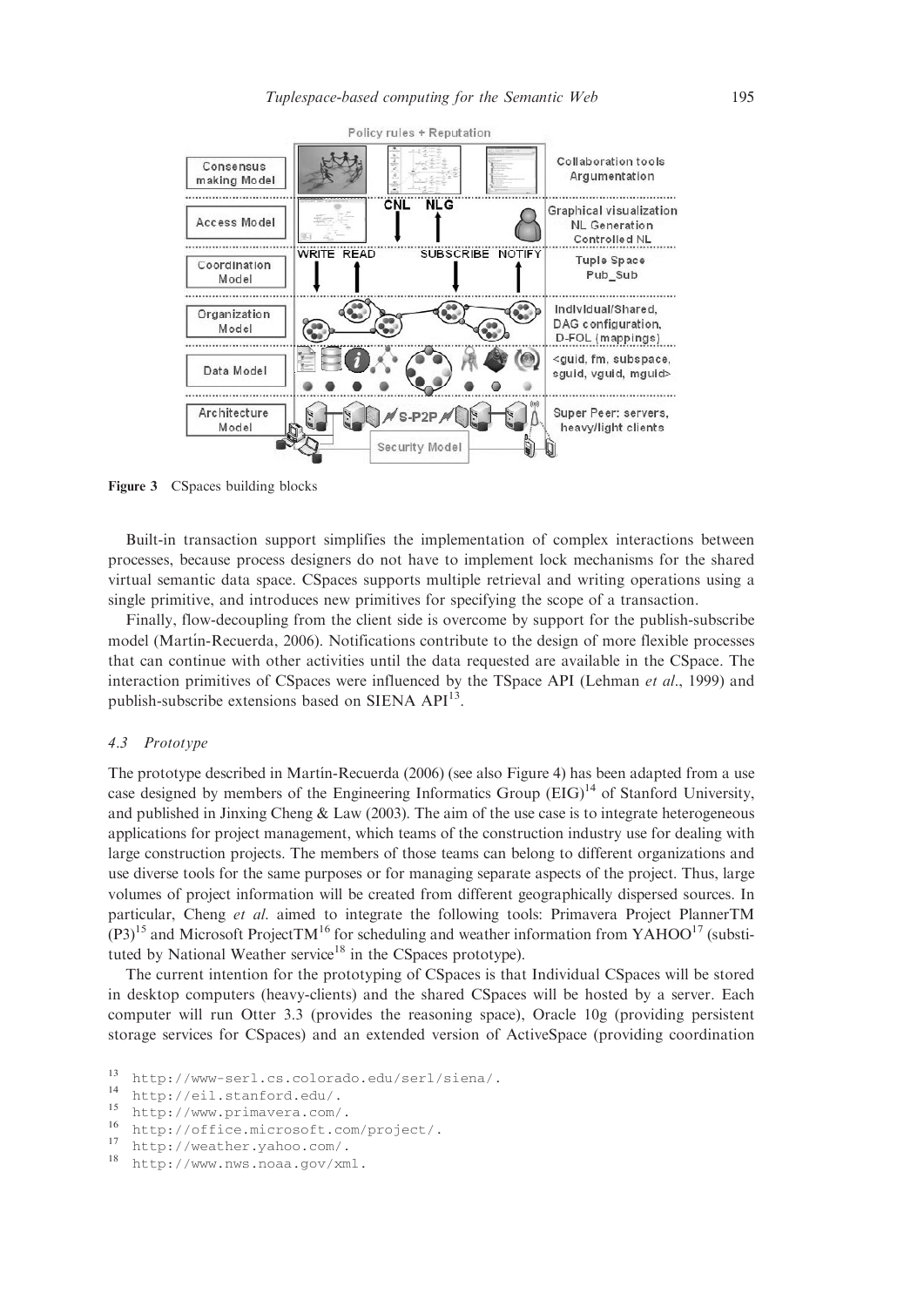Figure 3 CSpaces building blocks

Built-in transaction support simplifies the implementation of complex interactions between processes, because process designers do not have to implement lock mechanisms for the shared virtual semantic data space. CSpaces supports multiple retrieval and writing operations using a single primitive, and introduces new primitives for specifying the scope of a transaction.

Finally, flow-decoupling from the client side is overcome by support for the publish-subscribe model (Martín-Recuerda, 2006). Notifications contribute to the design of more flexible processes that can continue with other activities until the data requested are available in the CSpace. The interaction primitives of CSpaces were influenced by the TSpace API (Lehman *et al.*, 1999) and publish-subscribe extensions based on SIENA API[13].

### 4.3 Prototype

The prototype described in Martín-Recuerda (2006) (see also Figure 4) has been adapted from a use case designed by members of the Engineering Informatics Group (EIG)[14] of Stanford University, and published in Jinxing Cheng & Law (2003). The aim of the use case is to integrate heterogeneous applications for project management, which teams of the construction industry use for dealing with large construction projects. The members of those teams can belong to different organizations and use diverse tools for the same purposes or for managing separate aspects of the project. Thus, large volumes of project information will be created from different geographically dispersed sources. In particular, Cheng *et al.* aimed to integrate the following tools: Primavera Project PlannerTM (P3)[15] and Microsoft ProjectTM[16] for scheduling and weather information from YAHOO[17] (substituted by National Weather service[18] in the CSpaces prototype).

The current intention for the prototyping of CSpaces is that Individual CSpaces will be stored in desktop computers (heavy-clients) and the shared CSpaces will be hosted by a server. Each computer will run Otter 3.3 (provides the reasoning space), Oracle 10g (providing persistent storage services for CSpaces) and an extended version of ActiveSpace (providing coordination

[13] http://www-serl.cs.colorado.edu/serl/siena/.
[14] http://eil.stanford.edu/.
[15] http://www.primavera.com/.
[16] http://office.microsoft.com/project/.
[17] http://weather.yahoo.com/.
[18] http://www.nws.noaa.gov/xml.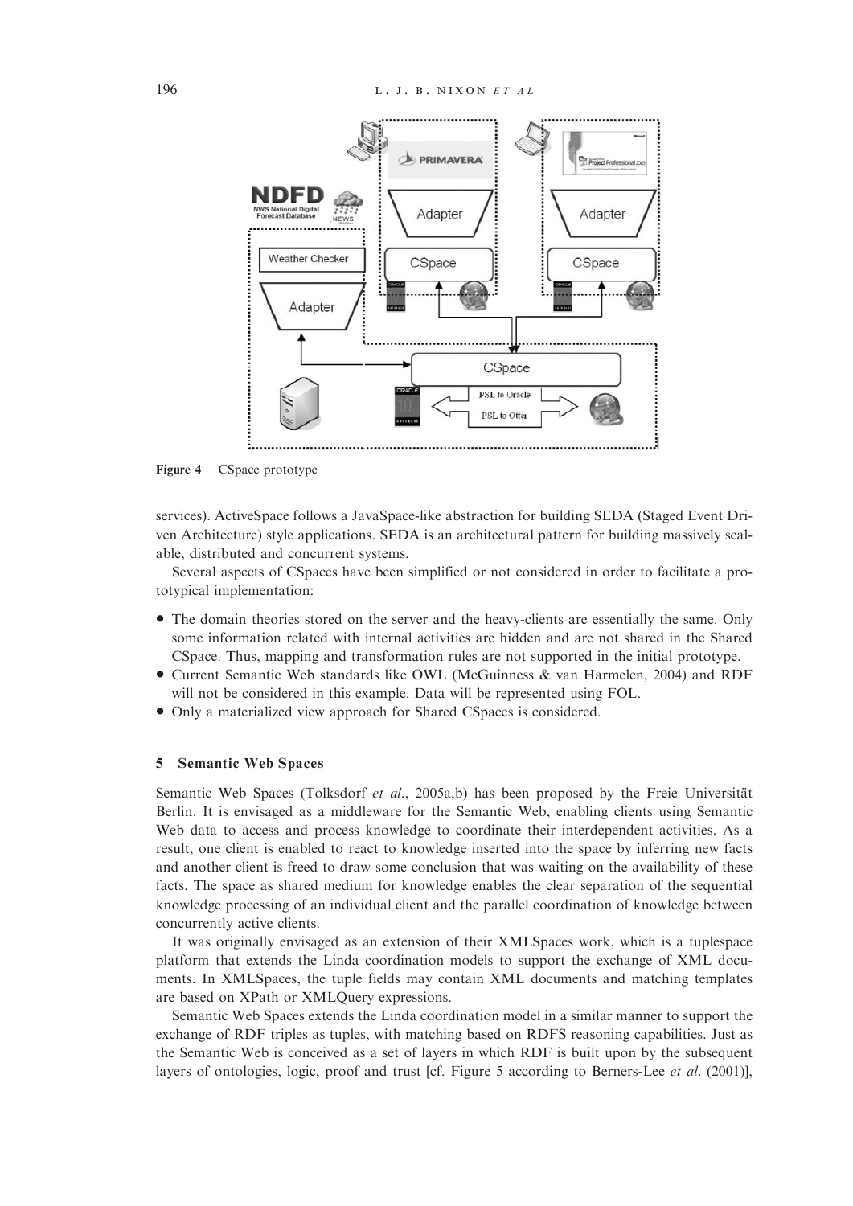Figure 4 CSpace prototype

services). ActiveSpace follows a JavaSpace-like abstraction for building SEDA (Staged Event Driven Architecture) style applications. SEDA is an architectural pattern for building massively scalable, distributed and concurrent systems.

Several aspects of CSpaces have been simplified or not considered in order to facilitate a prototypical implementation:

- The domain theories stored on the server and the heavy-clients are essentially the same. Only some information related with internal activities are hidden and are not shared in the Shared CSpace. Thus, mapping and transformation rules are not supported in the initial prototype.
- Current Semantic Web standards like OWL (McGuinness & van Harmelen, 2004) and RDF will not be considered in this example. Data will be represented using FOL.
- Only a materialized view approach for Shared CSpaces is considered.

## 5 Semantic Web Spaces

Semantic Web Spaces (Tolksdorf *et al.*, 2005a,b) has been proposed by the Freie Universität Berlin. It is envisaged as a middleware for the Semantic Web, enabling clients using Semantic Web data to access and process knowledge to coordinate their interdependent activities. As a result, one client is enabled to react to knowledge inserted into the space by inferring new facts and another client is freed to draw some conclusion that was waiting on the availability of these facts. The space as shared medium for knowledge enables the clear separation of the sequential knowledge processing of an individual client and the parallel coordination of knowledge between concurrently active clients.

It was originally envisaged as an extension of their XMLSpaces work, which is a tuplespace platform that extends the Linda coordination models to support the exchange of XML documents. In XMLSpaces, the tuple fields may contain XML documents and matching templates are based on XPath or XMLQuery expressions.

Semantic Web Spaces extends the Linda coordination model in a similar manner to support the exchange of RDF triples as tuples, with matching based on RDFS reasoning capabilities. Just as the Semantic Web is conceived as a set of layers in which RDF is built upon by the subsequent layers of ontologies, logic, proof and trust [cf. Figure 5 according to Berners-Lee *et al.* (2001)],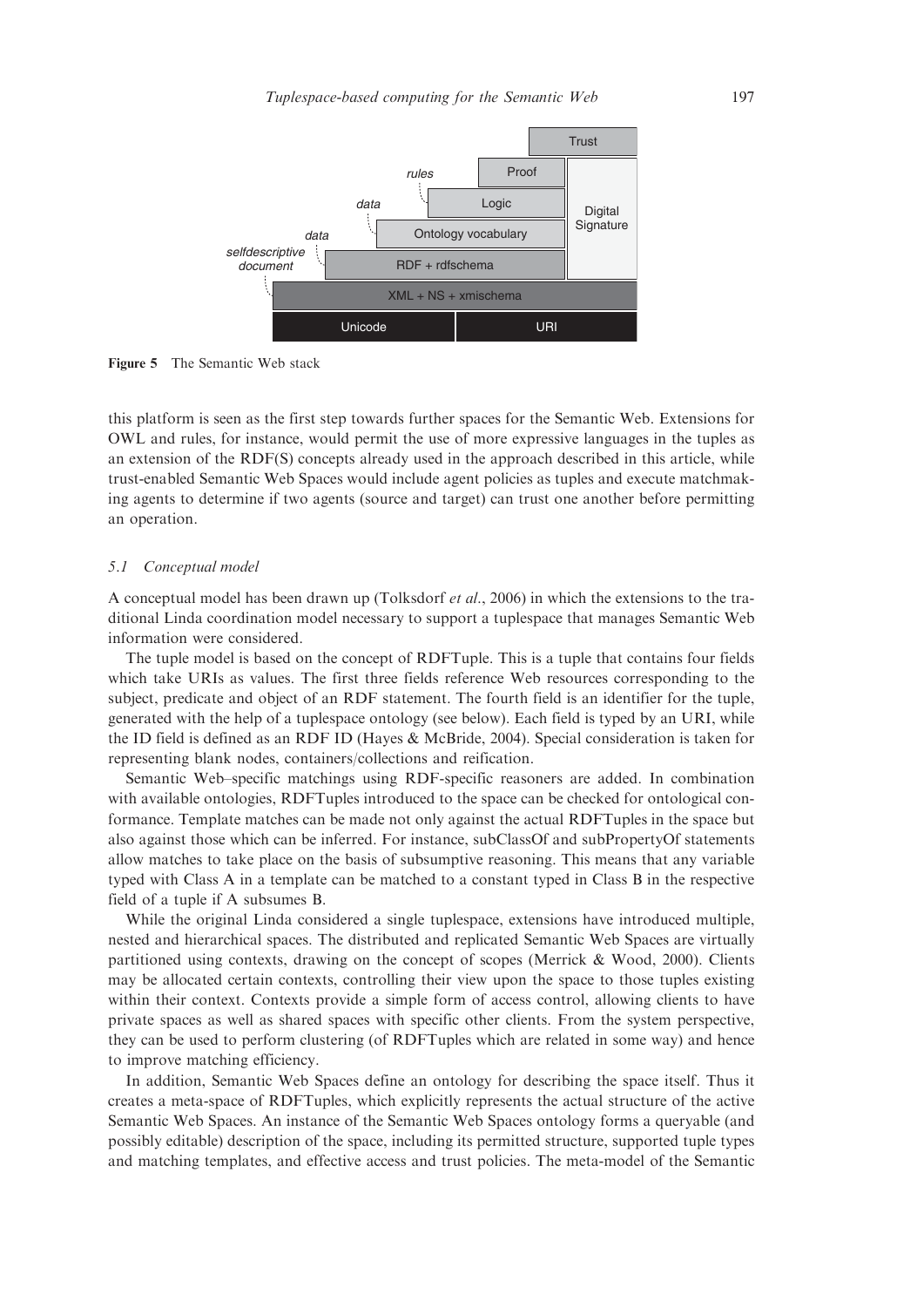Figure 5 The Semantic Web stack

this platform is seen as the first step towards further spaces for the Semantic Web. Extensions for OWL and rules, for instance, would permit the use of more expressive languages in the tuples as an extension of the RDF(S) concepts already used in the approach described in this article, while trust-enabled Semantic Web Spaces would include agent policies as tuples and execute matchmaking agents to determine if two agents (source and target) can trust one another before permitting an operation.

### 5.1 Conceptual model

A conceptual model has been drawn up (Tolksdorf *et al.*, 2006) in which the extensions to the traditional Linda coordination model necessary to support a tuplespace that manages Semantic Web information were considered.

The tuple model is based on the concept of RDFTuple. This is a tuple that contains four fields which take URIs as values. The first three fields reference Web resources corresponding to the subject, predicate and object of an RDF statement. The fourth field is an identifier for the tuple, generated with the help of a tuplespace ontology (see below). Each field is typed by an URI, while the ID field is defined as an RDF ID (Hayes & McBride, 2004). Special consideration is taken for representing blank nodes, containers/collections and reification.

Semantic Web–specific matchings using RDF-specific reasoners are added. In combination with available ontologies, RDFTuples introduced to the space can be checked for ontological conformance. Template matches can be made not only against the actual RDFTuples in the space but also against those which can be inferred. For instance, subClassOf and subPropertyOf statements allow matches to take place on the basis of subsumptive reasoning. This means that any variable typed with Class A in a template can be matched to a constant typed in Class B in the respective field of a tuple if A subsumes B.

While the original Linda considered a single tuplespace, extensions have introduced multiple, nested and hierarchical spaces. The distributed and replicated Semantic Web Spaces are virtually partitioned using contexts, drawing on the concept of scopes (Merrick & Wood, 2000). Clients may be allocated certain contexts, controlling their view upon the space to those tuples existing within their context. Contexts provide a simple form of access control, allowing clients to have private spaces as well as shared spaces with specific other clients. From the system perspective, they can be used to perform clustering (of RDFTuples which are related in some way) and hence to improve matching efficiency.

In addition, Semantic Web Spaces define an ontology for describing the space itself. Thus it creates a meta-space of RDFTuples, which explicitly represents the actual structure of the active Semantic Web Spaces. An instance of the Semantic Web Spaces ontology forms a queryable (and possibly editable) description of the space, including its permitted structure, supported tuple types and matching templates, and effective access and trust policies. The meta-model of the Semantic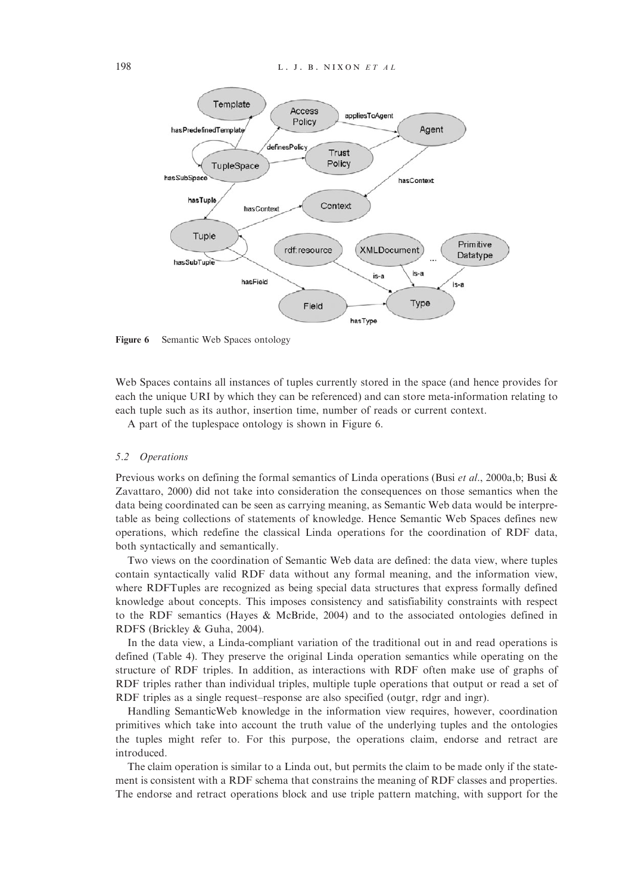Figure 6    Semantic Web Spaces ontology

Web Spaces contains all instances of tuples currently stored in the space (and hence provides for each the unique URI by which they can be referenced) and can store meta-information relating to each tuple such as its author, insertion time, number of reads or current context.

A part of the tuplespace ontology is shown in Figure 6.

### 5.2 *Operations*

Previous works on defining the formal semantics of Linda operations (Busi *et al.*, 2000a,b; Busi & Zavattaro, 2000) did not take into consideration the consequences on those semantics when the data being coordinated can be seen as carrying meaning, as Semantic Web data would be interpretable as being collections of statements of knowledge. Hence Semantic Web Spaces defines new operations, which redefine the classical Linda operations for the coordination of RDF data, both syntactically and semantically.

Two views on the coordination of Semantic Web data are defined: the data view, where tuples contain syntactically valid RDF data without any formal meaning, and the information view, where RDFTuples are recognized as being special data structures that express formally defined knowledge about concepts. This imposes consistency and satisfiability constraints with respect to the RDF semantics (Hayes & McBride, 2004) and to the associated ontologies defined in RDFS (Brickley & Guha, 2004).

In the data view, a Linda-compliant variation of the traditional out in and read operations is defined (Table 4). They preserve the original Linda operation semantics while operating on the structure of RDF triples. In addition, as interactions with RDF often make use of graphs of RDF triples rather than individual triples, multiple tuple operations that output or read a set of RDF triples as a single request–response are also specified (outgr, rdgr and ingr).

Handling SemanticWeb knowledge in the information view requires, however, coordination primitives which take into account the truth value of the underlying tuples and the ontologies the tuples might refer to. For this purpose, the operations claim, endorse and retract are introduced.

The claim operation is similar to a Linda out, but permits the claim to be made only if the statement is consistent with a RDF schema that constrains the meaning of RDF classes and properties. The endorse and retract operations block and use triple pattern matching, with support for the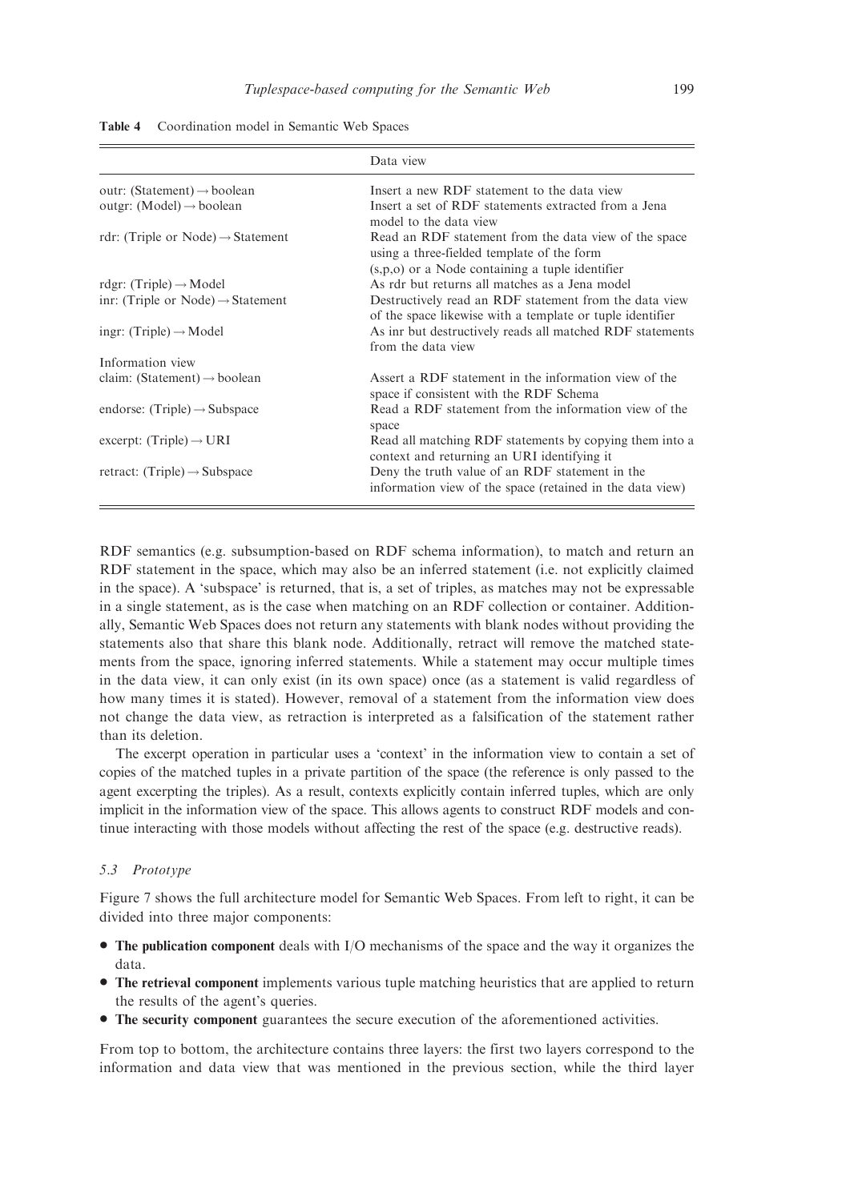**Table 4** Coordination model in Semantic Web Spaces

| | Data view |
|---|---|
| outr: (Statement) → boolean | Insert a new RDF statement to the data view |
| outgr: (Model) → boolean | Insert a set of RDF statements extracted from a Jena model to the data view |
| rdr: (Triple or Node) → Statement | Read an RDF statement from the data view of the space using a three-fielded template of the form (s,p,o) or a Node containing a tuple identifier |
| rdgr: (Triple) → Model | As rdr but returns all matches as a Jena model |
| inr: (Triple or Node) → Statement | Destructively read an RDF statement from the data view of the space likewise with a template or tuple identifier |
| ingr: (Triple) → Model | As inr but destructively reads all matched RDF statements from the data view |
| Information view | |
| claim: (Statement) → boolean | Assert a RDF statement in the information view of the space if consistent with the RDF Schema |
| endorse: (Triple) → Subspace | Read a RDF statement from the information view of the space |
| excerpt: (Triple) → URI | Read all matching RDF statements by copying them into a context and returning an URI identifying it |
| retract: (Triple) → Subspace | Deny the truth value of an RDF statement in the information view of the space (retained in the data view) |

RDF semantics (e.g. subsumption-based on RDF schema information), to match and return an RDF statement in the space, which may also be an inferred statement (i.e. not explicitly claimed in the space). A 'subspace' is returned, that is, a set of triples, as matches may not be expressable in a single statement, as is the case when matching on an RDF collection or container. Additionally, Semantic Web Spaces does not return any statements with blank nodes without providing the statements also that share this blank node. Additionally, retract will remove the matched statements from the space, ignoring inferred statements. While a statement may occur multiple times in the data view, it can only exist (in its own space) once (as a statement is valid regardless of how many times it is stated). However, removal of a statement from the information view does not change the data view, as retraction is interpreted as a falsification of the statement rather than its deletion.

The excerpt operation in particular uses a 'context' in the information view to contain a set of copies of the matched tuples in a private partition of the space (the reference is only passed to the agent excerpting the triples). As a result, contexts explicitly contain inferred tuples, which are only implicit in the information view of the space. This allows agents to construct RDF models and continue interacting with those models without affecting the rest of the space (e.g. destructive reads).

### 5.3 Prototype

Figure 7 shows the full architecture model for Semantic Web Spaces. From left to right, it can be divided into three major components:

- **The publication component** deals with I/O mechanisms of the space and the way it organizes the data.
- **The retrieval component** implements various tuple matching heuristics that are applied to return the results of the agent's queries.
- **The security component** guarantees the secure execution of the aforementioned activities.

From top to bottom, the architecture contains three layers: the first two layers correspond to the information and data view that was mentioned in the previous section, while the third layer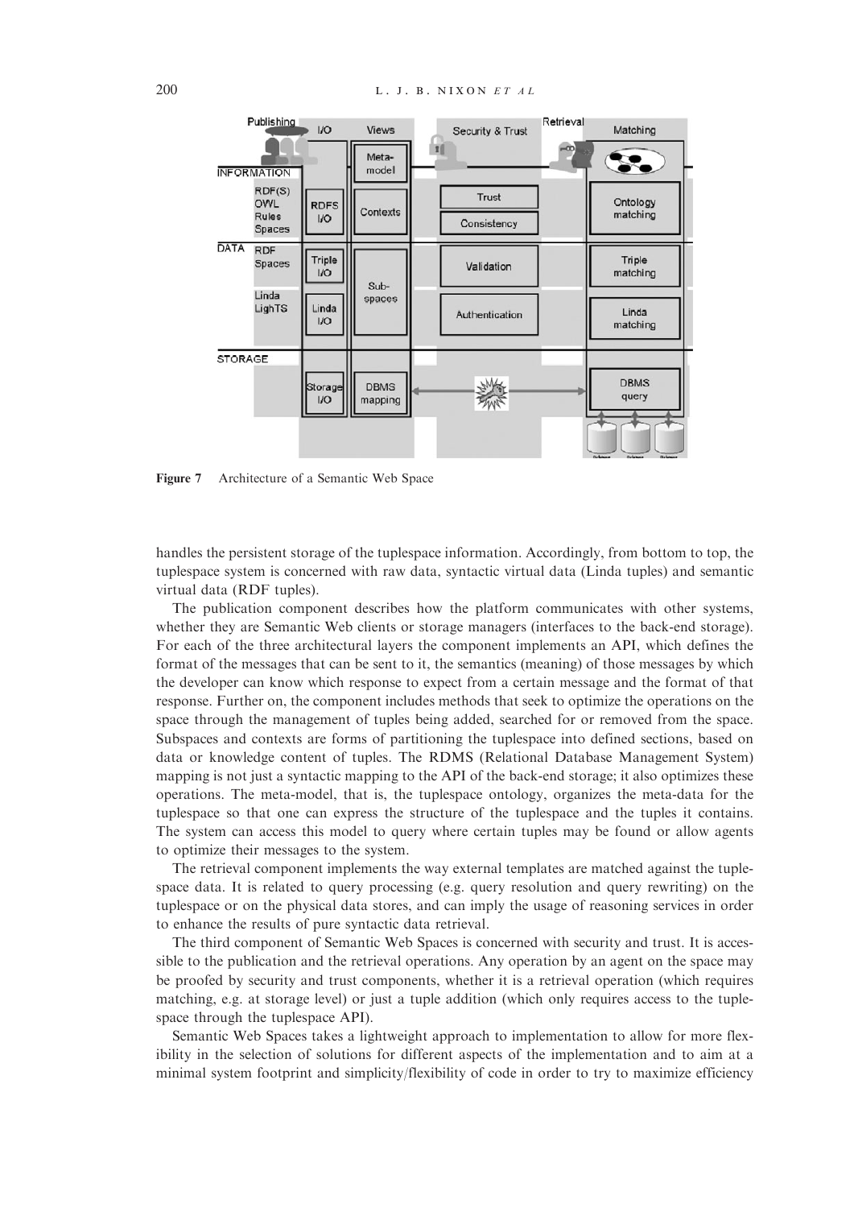Figure 7 Architecture of a Semantic Web Space

handles the persistent storage of the tuplespace information. Accordingly, from bottom to top, the tuplespace system is concerned with raw data, syntactic virtual data (Linda tuples) and semantic virtual data (RDF tuples).

The publication component describes how the platform communicates with other systems, whether they are Semantic Web clients or storage managers (interfaces to the back-end storage). For each of the three architectural layers the component implements an API, which defines the format of the messages that can be sent to it, the semantics (meaning) of those messages by which the developer can know which response to expect from a certain message and the format of that response. Further on, the component includes methods that seek to optimize the operations on the space through the management of tuples being added, searched for or removed from the space. Subspaces and contexts are forms of partitioning the tuplespace into defined sections, based on data or knowledge content of tuples. The RDMS (Relational Database Management System) mapping is not just a syntactic mapping to the API of the back-end storage; it also optimizes these operations. The meta-model, that is, the tuplespace ontology, organizes the meta-data for the tuplespace so that one can express the structure of the tuplespace and the tuples it contains. The system can access this model to query where certain tuples may be found or allow agents to optimize their messages to the system.

The retrieval component implements the way external templates are matched against the tuplespace data. It is related to query processing (e.g. query resolution and query rewriting) on the tuplespace or on the physical data stores, and can imply the usage of reasoning services in order to enhance the results of pure syntactic data retrieval.

The third component of Semantic Web Spaces is concerned with security and trust. It is accessible to the publication and the retrieval operations. Any operation by an agent on the space may be proofed by security and trust components, whether it is a retrieval operation (which requires matching, e.g. at storage level) or just a tuple addition (which only requires access to the tuplespace through the tuplespace API).

Semantic Web Spaces takes a lightweight approach to implementation to allow for more flexibility in the selection of solutions for different aspects of the implementation and to aim at a minimal system footprint and simplicity/flexibility of code in order to try to maximize efficiency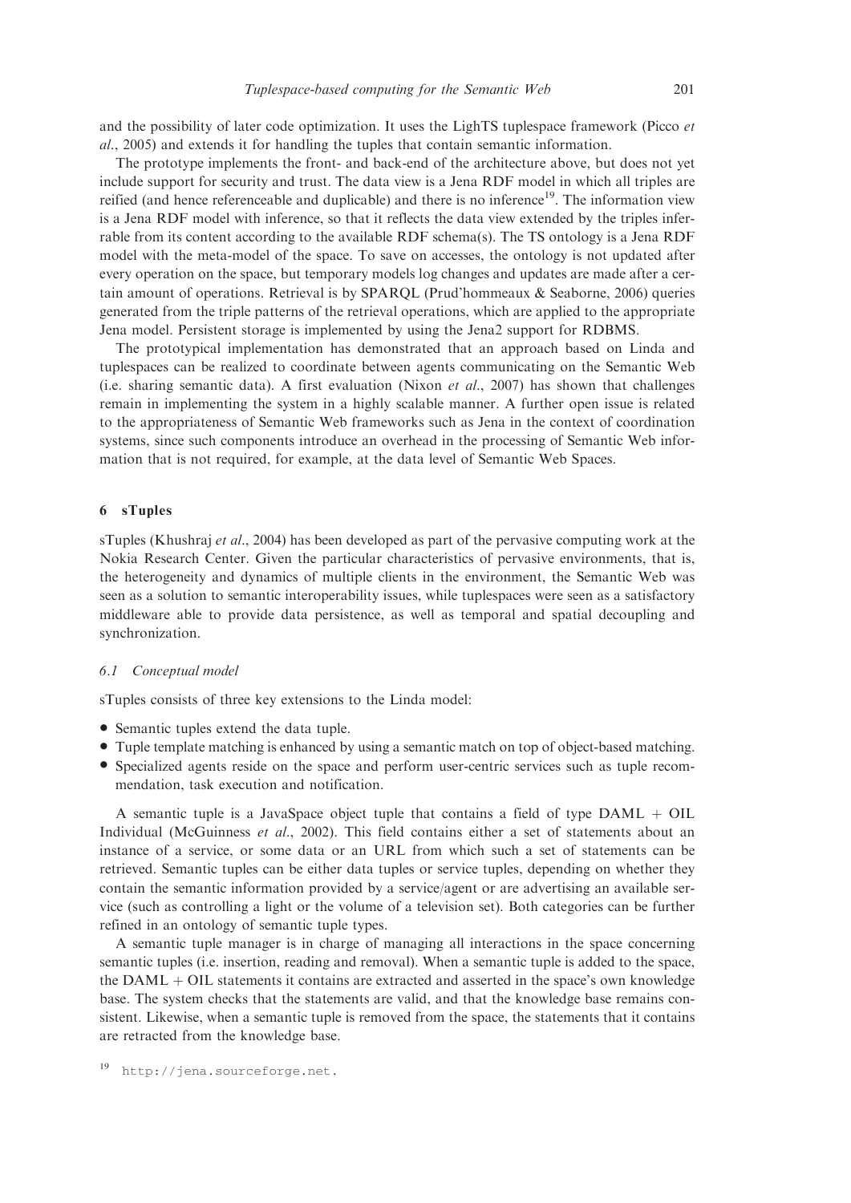and the possibility of later code optimization. It uses the LighTS tuplespace framework (Picco *et al.*, 2005) and extends it for handling the tuples that contain semantic information.

The prototype implements the front- and back-end of the architecture above, but does not yet include support for security and trust. The data view is a Jena RDF model in which all triples are reified (and hence referenceable and duplicable) and there is no inference[19]. The information view is a Jena RDF model with inference, so that it reflects the data view extended by the triples inferrable from its content according to the available RDF schema(s). The TS ontology is a Jena RDF model with the meta-model of the space. To save on accesses, the ontology is not updated after every operation on the space, but temporary models log changes and updates are made after a certain amount of operations. Retrieval is by SPARQL (Prud'hommeaux & Seaborne, 2006) queries generated from the triple patterns of the retrieval operations, which are applied to the appropriate Jena model. Persistent storage is implemented by using the Jena2 support for RDBMS.

The prototypical implementation has demonstrated that an approach based on Linda and tuplespaces can be realized to coordinate between agents communicating on the Semantic Web (i.e. sharing semantic data). A first evaluation (Nixon *et al.*, 2007) has shown that challenges remain in implementing the system in a highly scalable manner. A further open issue is related to the appropriateness of Semantic Web frameworks such as Jena in the context of coordination systems, since such components introduce an overhead in the processing of Semantic Web information that is not required, for example, at the data level of Semantic Web Spaces.

## 6 sTuples

sTuples (Khushraj *et al.*, 2004) has been developed as part of the pervasive computing work at the Nokia Research Center. Given the particular characteristics of pervasive environments, that is, the heterogeneity and dynamics of multiple clients in the environment, the Semantic Web was seen as a solution to semantic interoperability issues, while tuplespaces were seen as a satisfactory middleware able to provide data persistence, as well as temporal and spatial decoupling and synchronization.

### 6.1 Conceptual model

sTuples consists of three key extensions to the Linda model:

- Semantic tuples extend the data tuple.
- Tuple template matching is enhanced by using a semantic match on top of object-based matching.
- Specialized agents reside on the space and perform user-centric services such as tuple recommendation, task execution and notification.

A semantic tuple is a JavaSpace object tuple that contains a field of type DAML + OIL Individual (McGuinness *et al.*, 2002). This field contains either a set of statements about an instance of a service, or some data or an URL from which such a set of statements can be retrieved. Semantic tuples can be either data tuples or service tuples, depending on whether they contain the semantic information provided by a service/agent or are advertising an available service (such as controlling a light or the volume of a television set). Both categories can be further refined in an ontology of semantic tuple types.

A semantic tuple manager is in charge of managing all interactions in the space concerning semantic tuples (i.e. insertion, reading and removal). When a semantic tuple is added to the space, the DAML + OIL statements it contains are extracted and asserted in the space's own knowledge base. The system checks that the statements are valid, and that the knowledge base remains consistent. Likewise, when a semantic tuple is removed from the space, the statements that it contains are retracted from the knowledge base.

[19] http://jena.sourceforge.net.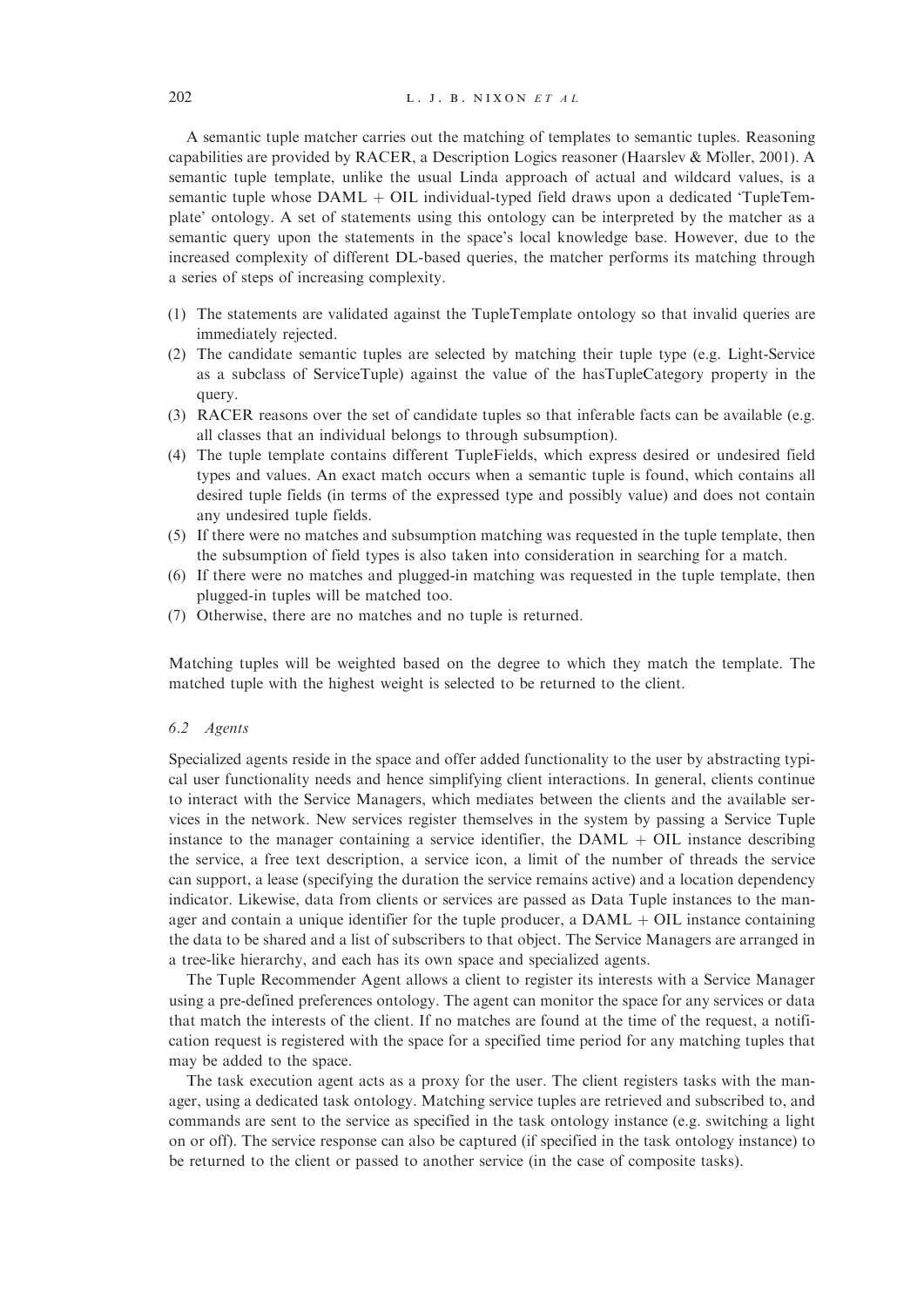A semantic tuple matcher carries out the matching of templates to semantic tuples. Reasoning capabilities are provided by RACER, a Description Logics reasoner (Haarslev & Möller, 2001). A semantic tuple template, unlike the usual Linda approach of actual and wildcard values, is a semantic tuple whose DAML + OIL individual-typed field draws upon a dedicated 'TupleTemplate' ontology. A set of statements using this ontology can be interpreted by the matcher as a semantic query upon the statements in the space's local knowledge base. However, due to the increased complexity of different DL-based queries, the matcher performs its matching through a series of steps of increasing complexity.

(1) The statements are validated against the TupleTemplate ontology so that invalid queries are immediately rejected.
(2) The candidate semantic tuples are selected by matching their tuple type (e.g. Light-Service as a subclass of ServiceTuple) against the value of the hasTupleCategory property in the query.
(3) RACER reasons over the set of candidate tuples so that inferable facts can be available (e.g. all classes that an individual belongs to through subsumption).
(4) The tuple template contains different TupleFields, which express desired or undesired field types and values. An exact match occurs when a semantic tuple is found, which contains all desired tuple fields (in terms of the expressed type and possibly value) and does not contain any undesired tuple fields.
(5) If there were no matches and subsumption matching was requested in the tuple template, then the subsumption of field types is also taken into consideration in searching for a match.
(6) If there were no matches and plugged-in matching was requested in the tuple template, then plugged-in tuples will be matched too.
(7) Otherwise, there are no matches and no tuple is returned.

Matching tuples will be weighted based on the degree to which they match the template. The matched tuple with the highest weight is selected to be returned to the client.

### 6.2 *Agents*

Specialized agents reside in the space and offer added functionality to the user by abstracting typical user functionality needs and hence simplifying client interactions. In general, clients continue to interact with the Service Managers, which mediates between the clients and the available services in the network. New services register themselves in the system by passing a Service Tuple instance to the manager containing a service identifier, the DAML + OIL instance describing the service, a free text description, a service icon, a limit of the number of threads the service can support, a lease (specifying the duration the service remains active) and a location dependency indicator. Likewise, data from clients or services are passed as Data Tuple instances to the manager and contain a unique identifier for the tuple producer, a DAML + OIL instance containing the data to be shared and a list of subscribers to that object. The Service Managers are arranged in a tree-like hierarchy, and each has its own space and specialized agents.

The Tuple Recommender Agent allows a client to register its interests with a Service Manager using a pre-defined preferences ontology. The agent can monitor the space for any services or data that match the interests of the client. If no matches are found at the time of the request, a notification request is registered with the space for a specified time period for any matching tuples that may be added to the space.

The task execution agent acts as a proxy for the user. The client registers tasks with the manager, using a dedicated task ontology. Matching service tuples are retrieved and subscribed to, and commands are sent to the service as specified in the task ontology instance (e.g. switching a light on or off). The service response can also be captured (if specified in the task ontology instance) to be returned to the client or passed to another service (in the case of composite tasks).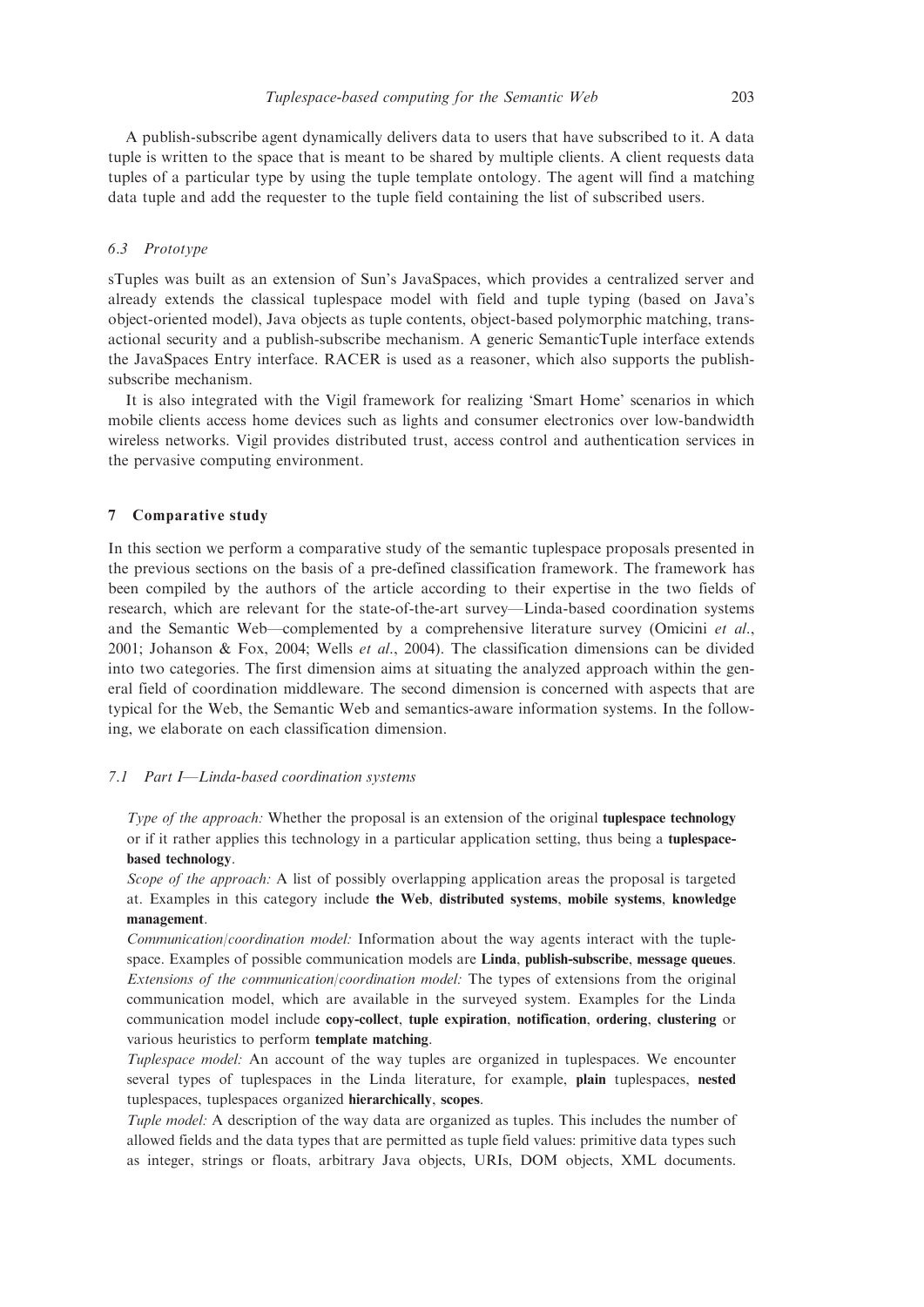A publish-subscribe agent dynamically delivers data to users that have subscribed to it. A data tuple is written to the space that is meant to be shared by multiple clients. A client requests data tuples of a particular type by using the tuple template ontology. The agent will find a matching data tuple and add the requester to the tuple field containing the list of subscribed users.

### 6.3 *Prototype*

sTuples was built as an extension of Sun's JavaSpaces, which provides a centralized server and already extends the classical tuplespace model with field and tuple typing (based on Java's object-oriented model), Java objects as tuple contents, object-based polymorphic matching, transactional security and a publish-subscribe mechanism. A generic SemanticTuple interface extends the JavaSpaces Entry interface. RACER is used as a reasoner, which also supports the publish-subscribe mechanism.

It is also integrated with the Vigil framework for realizing 'Smart Home' scenarios in which mobile clients access home devices such as lights and consumer electronics over low-bandwidth wireless networks. Vigil provides distributed trust, access control and authentication services in the pervasive computing environment.

## 7 Comparative study

In this section we perform a comparative study of the semantic tuplespace proposals presented in the previous sections on the basis of a pre-defined classification framework. The framework has been compiled by the authors of the article according to their expertise in the two fields of research, which are relevant for the state-of-the-art survey—Linda-based coordination systems and the Semantic Web—complemented by a comprehensive literature survey (Omicini *et al.*, 2001; Johanson & Fox, 2004; Wells *et al.*, 2004). The classification dimensions can be divided into two categories. The first dimension aims at situating the analyzed approach within the general field of coordination middleware. The second dimension is concerned with aspects that are typical for the Web, the Semantic Web and semantics-aware information systems. In the following, we elaborate on each classification dimension.

### 7.1 *Part I—Linda-based coordination systems*

*Type of the approach:* Whether the proposal is an extension of the original **tuplespace technology** or if it rather applies this technology in a particular application setting, thus being a **tuplespace-based technology**.

*Scope of the approach:* A list of possibly overlapping application areas the proposal is targeted at. Examples in this category include **the Web**, **distributed systems**, **mobile systems**, **knowledge management**.

*Communication/coordination model:* Information about the way agents interact with the tuplespace. Examples of possible communication models are **Linda**, **publish-subscribe**, **message queues**.

*Extensions of the communication/coordination model:* The types of extensions from the original communication model, which are available in the surveyed system. Examples for the Linda communication model include **copy-collect**, **tuple expiration**, **notification**, **ordering**, **clustering** or various heuristics to perform **template matching**.

*Tuplespace model:* An account of the way tuples are organized in tuplespaces. We encounter several types of tuplespaces in the Linda literature, for example, **plain** tuplespaces, **nested** tuplespaces, tuplespaces organized **hierarchically**, **scopes**.

*Tuple model:* A description of the way data are organized as tuples. This includes the number of allowed fields and the data types that are permitted as tuple field values: primitive data types such as integer, strings or floats, arbitrary Java objects, URIs, DOM objects, XML documents.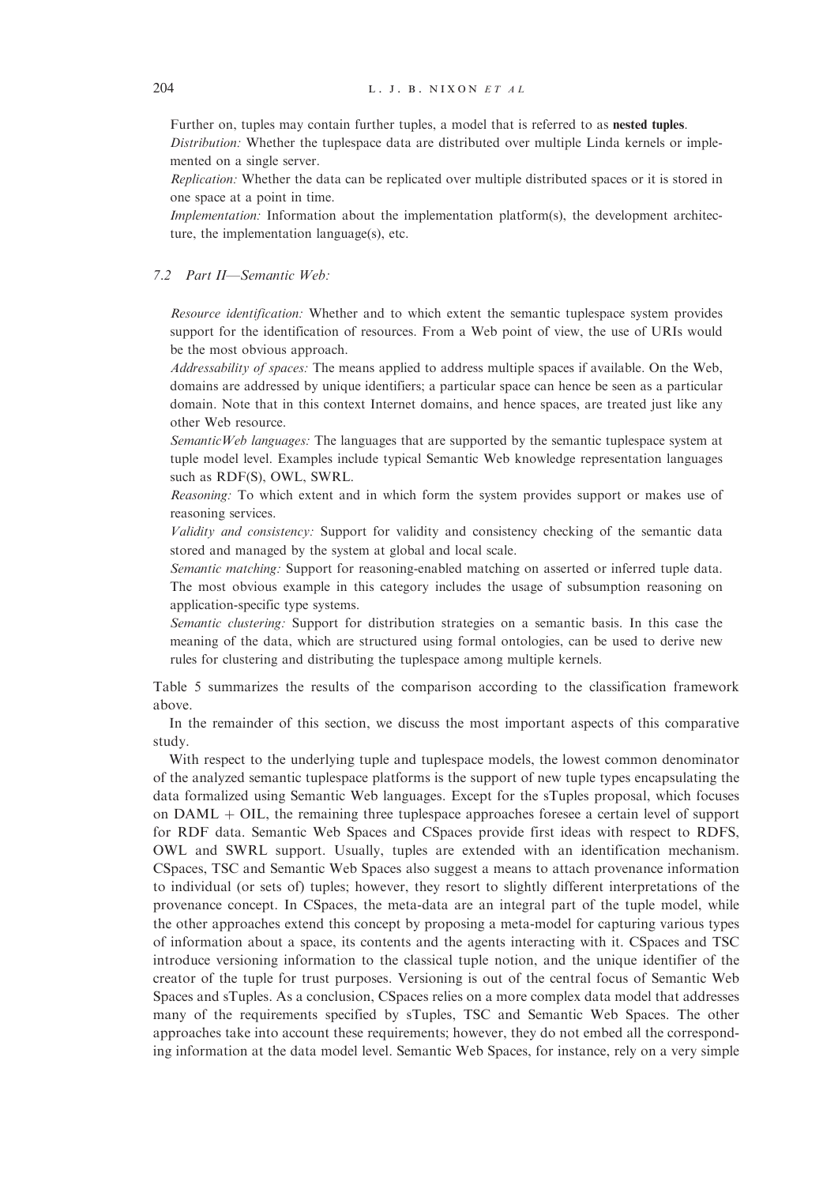Further on, tuples may contain further tuples, a model that is referred to as **nested tuples**.

*Distribution:* Whether the tuplespace data are distributed over multiple Linda kernels or implemented on a single server.

*Replication:* Whether the data can be replicated over multiple distributed spaces or it is stored in one space at a point in time.

*Implementation:* Information about the implementation platform(s), the development architecture, the implementation language(s), etc.

### 7.2 Part II—Semantic Web:

*Resource identification:* Whether and to which extent the semantic tuplespace system provides support for the identification of resources. From a Web point of view, the use of URIs would be the most obvious approach.

*Addressability of spaces:* The means applied to address multiple spaces if available. On the Web, domains are addressed by unique identifiers; a particular space can hence be seen as a particular domain. Note that in this context Internet domains, and hence spaces, are treated just like any other Web resource.

*SemanticWeb languages:* The languages that are supported by the semantic tuplespace system at tuple model level. Examples include typical Semantic Web knowledge representation languages such as RDF(S), OWL, SWRL.

*Reasoning:* To which extent and in which form the system provides support or makes use of reasoning services.

*Validity and consistency:* Support for validity and consistency checking of the semantic data stored and managed by the system at global and local scale.

*Semantic matching:* Support for reasoning-enabled matching on asserted or inferred tuple data. The most obvious example in this category includes the usage of subsumption reasoning on application-specific type systems.

*Semantic clustering:* Support for distribution strategies on a semantic basis. In this case the meaning of the data, which are structured using formal ontologies, can be used to derive new rules for clustering and distributing the tuplespace among multiple kernels.

Table 5 summarizes the results of the comparison according to the classification framework above.

In the remainder of this section, we discuss the most important aspects of this comparative study.

With respect to the underlying tuple and tuplespace models, the lowest common denominator of the analyzed semantic tuplespace platforms is the support of new tuple types encapsulating the data formalized using Semantic Web languages. Except for the sTuples proposal, which focuses on DAML + OIL, the remaining three tuplespace approaches foresee a certain level of support for RDF data. Semantic Web Spaces and CSpaces provide first ideas with respect to RDFS, OWL and SWRL support. Usually, tuples are extended with an identification mechanism. CSpaces, TSC and Semantic Web Spaces also suggest a means to attach provenance information to individual (or sets of) tuples; however, they resort to slightly different interpretations of the provenance concept. In CSpaces, the meta-data are an integral part of the tuple model, while the other approaches extend this concept by proposing a meta-model for capturing various types of information about a space, its contents and the agents interacting with it. CSpaces and TSC introduce versioning information to the classical tuple notion, and the unique identifier of the creator of the tuple for trust purposes. Versioning is out of the central focus of Semantic Web Spaces and sTuples. As a conclusion, CSpaces relies on a more complex data model that addresses many of the requirements specified by sTuples, TSC and Semantic Web Spaces. The other approaches take into account these requirements; however, they do not embed all the corresponding information at the data model level. Semantic Web Spaces, for instance, rely on a very simple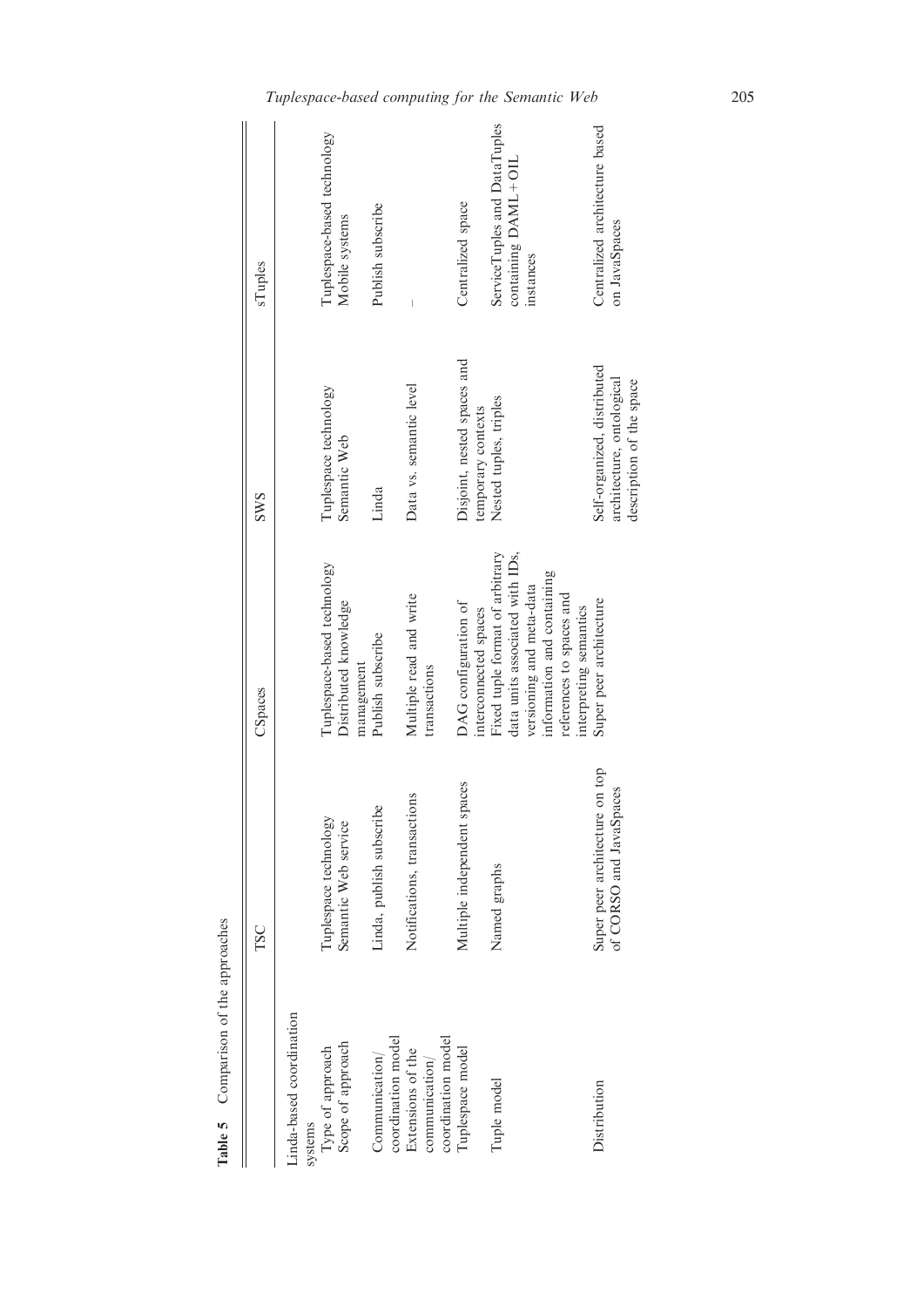**Table 5** Comparison of the approaches

| | TSC | CSpaces | SWS | sTuples |
|---|---|---|---|---|
| Linda-based coordination systems | | | | |
| Type of approach | Tuplespace technology | Tuplespace-based technology | Tuplespace technology | Tuplespace-based technology |
| Scope of approach | Semantic Web service | Distributed knowledge management | Semantic Web | Mobile systems |
| Communication/ coordination model | Linda, publish subscribe | Publish subscribe | Linda | Publish subscribe |
| Extensions of the communication/ coordination model | Notifications, transactions | Multiple read and write transactions | Data vs. semantic level | – |
| Tuplespace model | Multiple independent spaces | DAG configuration of interconnected spaces | Disjoint, nested spaces and temporary contexts | Centralized space |
| Tuple model | Named graphs | Fixed tuple format of arbitrary data units associated with IDs, versioning and meta-data information and containing references to spaces and interpreting semantics | Nested tuples, triples | ServiceTuples and DataTuples containing DAML + OIL instances |
| Distribution | Super peer architecture on top of CORSO and JavaSpaces | Super peer architecture | Self-organized, distributed architecture, ontological description of the space | Centralized architecture based on JavaSpaces |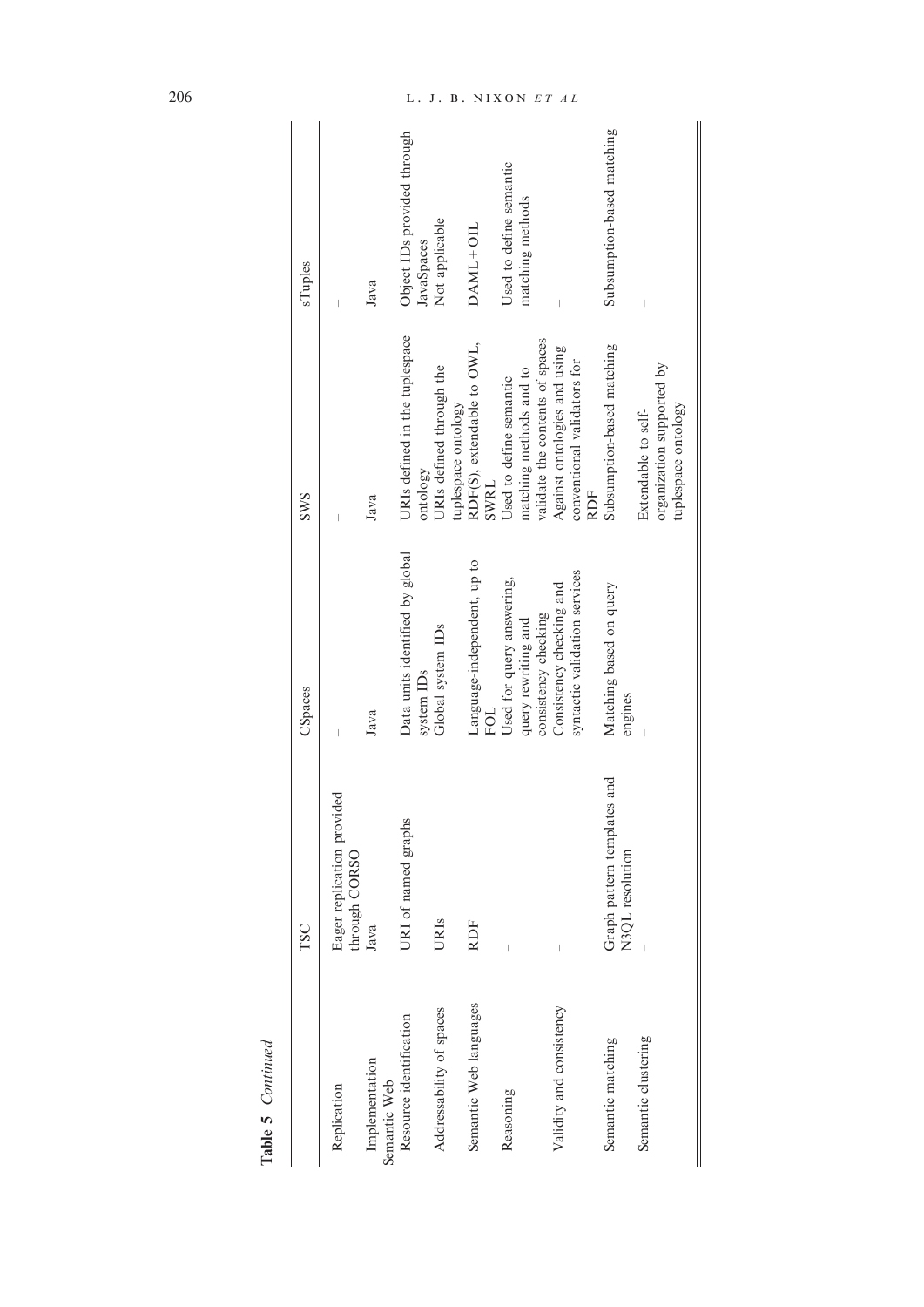**Table 5** *Continued*

| | TSC | CSpaces | SWS | sTuples |
|---|---|---|---|---|
| Replication | Eager replication provided through CORSO | – | – | – |
| Implementation | Java | Java | Java | Java |
| Semantic Web | | | | |
| Resource identification | URI of named graphs | Data units identified by global system IDs | URIs defined in the tuplespace ontology | Object IDs provided through JavaSpaces |
| Addressability of spaces | URIs | Global system IDs | URIs defined through the tuplespace ontology | Not applicable |
| Semantic Web languages | RDF | Language-independent, up to FOL | RDF(S), extendable to OWL, SWRL | DAML + OIL |
| Reasoning | – | Used for query answering, query rewriting and consistency checking | Used to define semantic matching methods and to validate the contents of spaces | Used to define semantic matching methods |
| Validity and consistency | – | Consistency checking and syntactic validation services | Against ontologies and using conventional validators for RDF | – |
| Semantic matching | Graph pattern templates and N3QL resolution | Matching based on query engines | Subsumption-based matching | Subsumption-based matching |
| Semantic clustering | – | – | Extendable to self-organization supported by tuplespace ontology | – |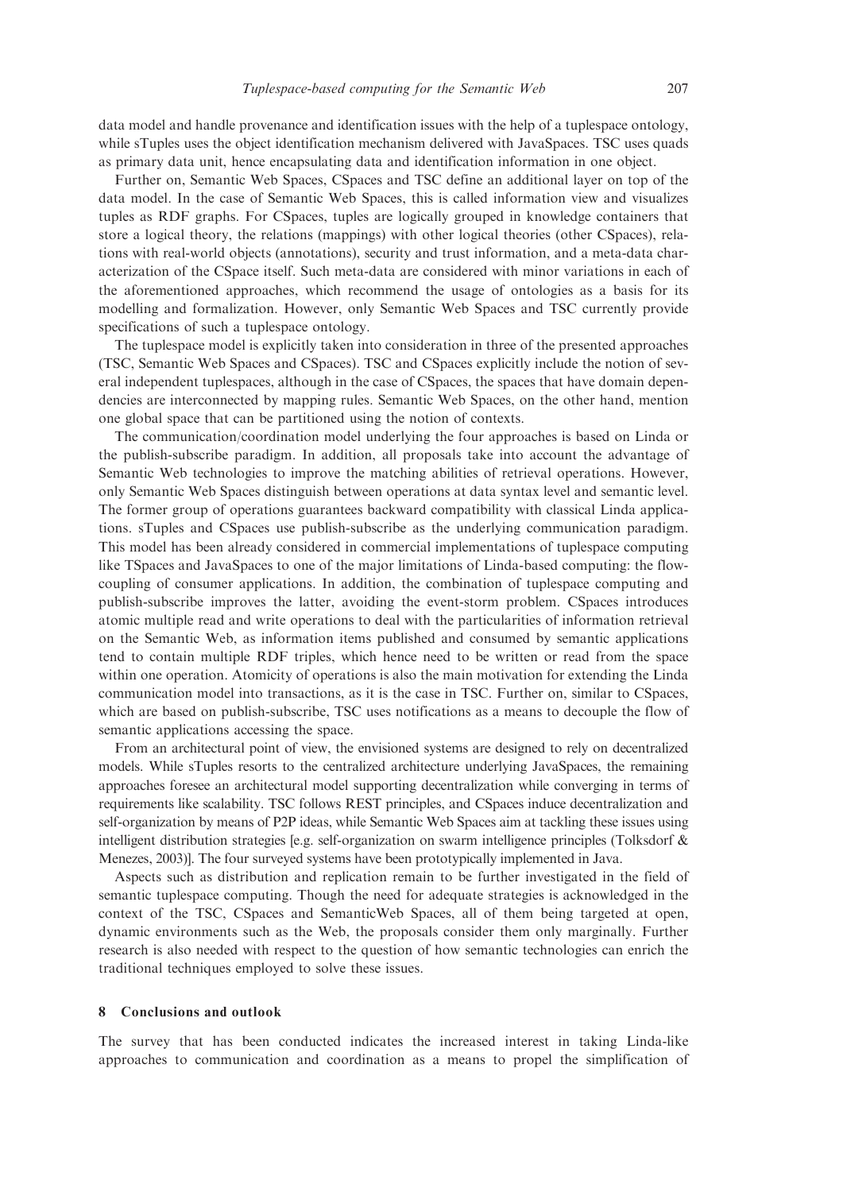data model and handle provenance and identification issues with the help of a tuplespace ontology, while sTuples uses the object identification mechanism delivered with JavaSpaces. TSC uses quads as primary data unit, hence encapsulating data and identification information in one object.

Further on, Semantic Web Spaces, CSpaces and TSC define an additional layer on top of the data model. In the case of Semantic Web Spaces, this is called information view and visualizes tuples as RDF graphs. For CSpaces, tuples are logically grouped in knowledge containers that store a logical theory, the relations (mappings) with other logical theories (other CSpaces), relations with real-world objects (annotations), security and trust information, and a meta-data characterization of the CSpace itself. Such meta-data are considered with minor variations in each of the aforementioned approaches, which recommend the usage of ontologies as a basis for its modelling and formalization. However, only Semantic Web Spaces and TSC currently provide specifications of such a tuplespace ontology.

The tuplespace model is explicitly taken into consideration in three of the presented approaches (TSC, Semantic Web Spaces and CSpaces). TSC and CSpaces explicitly include the notion of several independent tuplespaces, although in the case of CSpaces, the spaces that have domain dependencies are interconnected by mapping rules. Semantic Web Spaces, on the other hand, mention one global space that can be partitioned using the notion of contexts.

The communication/coordination model underlying the four approaches is based on Linda or the publish-subscribe paradigm. In addition, all proposals take into account the advantage of Semantic Web technologies to improve the matching abilities of retrieval operations. However, only Semantic Web Spaces distinguish between operations at data syntax level and semantic level. The former group of operations guarantees backward compatibility with classical Linda applications. sTuples and CSpaces use publish-subscribe as the underlying communication paradigm. This model has been already considered in commercial implementations of tuplespace computing like TSpaces and JavaSpaces to one of the major limitations of Linda-based computing: the flow-coupling of consumer applications. In addition, the combination of tuplespace computing and publish-subscribe improves the latter, avoiding the event-storm problem. CSpaces introduces atomic multiple read and write operations to deal with the particularities of information retrieval on the Semantic Web, as information items published and consumed by semantic applications tend to contain multiple RDF triples, which hence need to be written or read from the space within one operation. Atomicity of operations is also the main motivation for extending the Linda communication model into transactions, as it is the case in TSC. Further on, similar to CSpaces, which are based on publish-subscribe, TSC uses notifications as a means to decouple the flow of semantic applications accessing the space.

From an architectural point of view, the envisioned systems are designed to rely on decentralized models. While sTuples resorts to the centralized architecture underlying JavaSpaces, the remaining approaches foresee an architectural model supporting decentralization while converging in terms of requirements like scalability. TSC follows REST principles, and CSpaces induce decentralization and self-organization by means of P2P ideas, while Semantic Web Spaces aim at tackling these issues using intelligent distribution strategies [e.g. self-organization on swarm intelligence principles (Tolksdorf & Menezes, 2003)]. The four surveyed systems have been prototypically implemented in Java.

Aspects such as distribution and replication remain to be further investigated in the field of semantic tuplespace computing. Though the need for adequate strategies is acknowledged in the context of the TSC, CSpaces and SemanticWeb Spaces, all of them being targeted at open, dynamic environments such as the Web, the proposals consider them only marginally. Further research is also needed with respect to the question of how semantic technologies can enrich the traditional techniques employed to solve these issues.

## 8 Conclusions and outlook

The survey that has been conducted indicates the increased interest in taking Linda-like approaches to communication and coordination as a means to propel the simplification of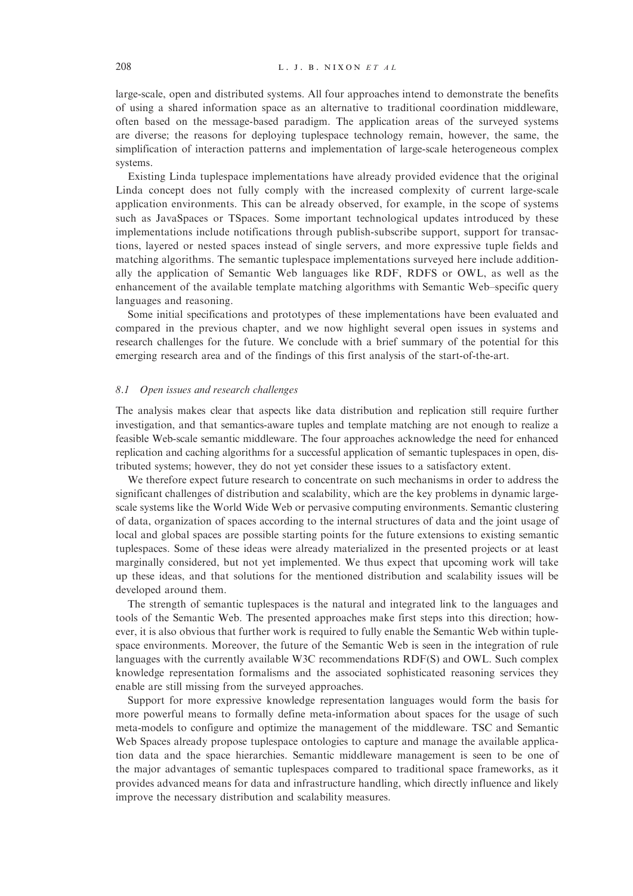large-scale, open and distributed systems. All four approaches intend to demonstrate the benefits of using a shared information space as an alternative to traditional coordination middleware, often based on the message-based paradigm. The application areas of the surveyed systems are diverse; the reasons for deploying tuplespace technology remain, however, the same, the simplification of interaction patterns and implementation of large-scale heterogeneous complex systems.

Existing Linda tuplespace implementations have already provided evidence that the original Linda concept does not fully comply with the increased complexity of current large-scale application environments. This can be already observed, for example, in the scope of systems such as JavaSpaces or TSpaces. Some important technological updates introduced by these implementations include notifications through publish-subscribe support, support for transactions, layered or nested spaces instead of single servers, and more expressive tuple fields and matching algorithms. The semantic tuplespace implementations surveyed here include additionally the application of Semantic Web languages like RDF, RDFS or OWL, as well as the enhancement of the available template matching algorithms with Semantic Web–specific query languages and reasoning.

Some initial specifications and prototypes of these implementations have been evaluated and compared in the previous chapter, and we now highlight several open issues in systems and research challenges for the future. We conclude with a brief summary of the potential for this emerging research area and of the findings of this first analysis of the start-of-the-art.

### *8.1 Open issues and research challenges*

The analysis makes clear that aspects like data distribution and replication still require further investigation, and that semantics-aware tuples and template matching are not enough to realize a feasible Web-scale semantic middleware. The four approaches acknowledge the need for enhanced replication and caching algorithms for a successful application of semantic tuplespaces in open, distributed systems; however, they do not yet consider these issues to a satisfactory extent.

We therefore expect future research to concentrate on such mechanisms in order to address the significant challenges of distribution and scalability, which are the key problems in dynamic large-scale systems like the World Wide Web or pervasive computing environments. Semantic clustering of data, organization of spaces according to the internal structures of data and the joint usage of local and global spaces are possible starting points for the future extensions to existing semantic tuplespaces. Some of these ideas were already materialized in the presented projects or at least marginally considered, but not yet implemented. We thus expect that upcoming work will take up these ideas, and that solutions for the mentioned distribution and scalability issues will be developed around them.

The strength of semantic tuplespaces is the natural and integrated link to the languages and tools of the Semantic Web. The presented approaches make first steps into this direction; however, it is also obvious that further work is required to fully enable the Semantic Web within tuplespace environments. Moreover, the future of the Semantic Web is seen in the integration of rule languages with the currently available W3C recommendations RDF(S) and OWL. Such complex knowledge representation formalisms and the associated sophisticated reasoning services they enable are still missing from the surveyed approaches.

Support for more expressive knowledge representation languages would form the basis for more powerful means to formally define meta-information about spaces for the usage of such meta-models to configure and optimize the management of the middleware. TSC and Semantic Web Spaces already propose tuplespace ontologies to capture and manage the available application data and the space hierarchies. Semantic middleware management is seen to be one of the major advantages of semantic tuplespaces compared to traditional space frameworks, as it provides advanced means for data and infrastructure handling, which directly influence and likely improve the necessary distribution and scalability measures.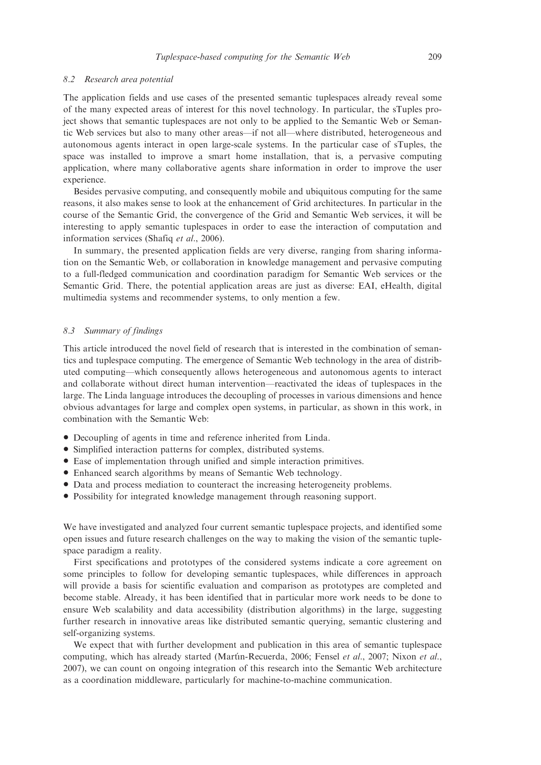### 8.2 Research area potential

The application fields and use cases of the presented semantic tuplespaces already reveal some of the many expected areas of interest for this novel technology. In particular, the sTuples project shows that semantic tuplespaces are not only to be applied to the Semantic Web or Semantic Web services but also to many other areas—if not all—where distributed, heterogeneous and autonomous agents interact in open large-scale systems. In the particular case of sTuples, the space was installed to improve a smart home installation, that is, a pervasive computing application, where many collaborative agents share information in order to improve the user experience.

Besides pervasive computing, and consequently mobile and ubiquitous computing for the same reasons, it also makes sense to look at the enhancement of Grid architectures. In particular in the course of the Semantic Grid, the convergence of the Grid and Semantic Web services, it will be interesting to apply semantic tuplespaces in order to ease the interaction of computation and information services (Shafiq *et al.*, 2006).

In summary, the presented application fields are very diverse, ranging from sharing information on the Semantic Web, or collaboration in knowledge management and pervasive computing to a full-fledged communication and coordination paradigm for Semantic Web services or the Semantic Grid. There, the potential application areas are just as diverse: EAI, eHealth, digital multimedia systems and recommender systems, to only mention a few.

### 8.3 Summary of findings

This article introduced the novel field of research that is interested in the combination of semantics and tuplespace computing. The emergence of Semantic Web technology in the area of distributed computing—which consequently allows heterogeneous and autonomous agents to interact and collaborate without direct human intervention—reactivated the ideas of tuplespaces in the large. The Linda language introduces the decoupling of processes in various dimensions and hence obvious advantages for large and complex open systems, in particular, as shown in this work, in combination with the Semantic Web:

- Decoupling of agents in time and reference inherited from Linda.
- Simplified interaction patterns for complex, distributed systems.
- Ease of implementation through unified and simple interaction primitives.
- Enhanced search algorithms by means of Semantic Web technology.
- Data and process mediation to counteract the increasing heterogeneity problems.
- Possibility for integrated knowledge management through reasoning support.

We have investigated and analyzed four current semantic tuplespace projects, and identified some open issues and future research challenges on the way to making the vision of the semantic tuplespace paradigm a reality.

First specifications and prototypes of the considered systems indicate a core agreement on some principles to follow for developing semantic tuplespaces, while differences in approach will provide a basis for scientific evaluation and comparison as prototypes are completed and become stable. Already, it has been identified that in particular more work needs to be done to ensure Web scalability and data accessibility (distribution algorithms) in the large, suggesting further research in innovative areas like distributed semantic querying, semantic clustering and self-organizing systems.

We expect that with further development and publication in this area of semantic tuplespace computing, which has already started (Martín-Recuerda, 2006; Fensel *et al.*, 2007; Nixon *et al.*, 2007), we can count on ongoing integration of this research into the Semantic Web architecture as a coordination middleware, particularly for machine-to-machine communication.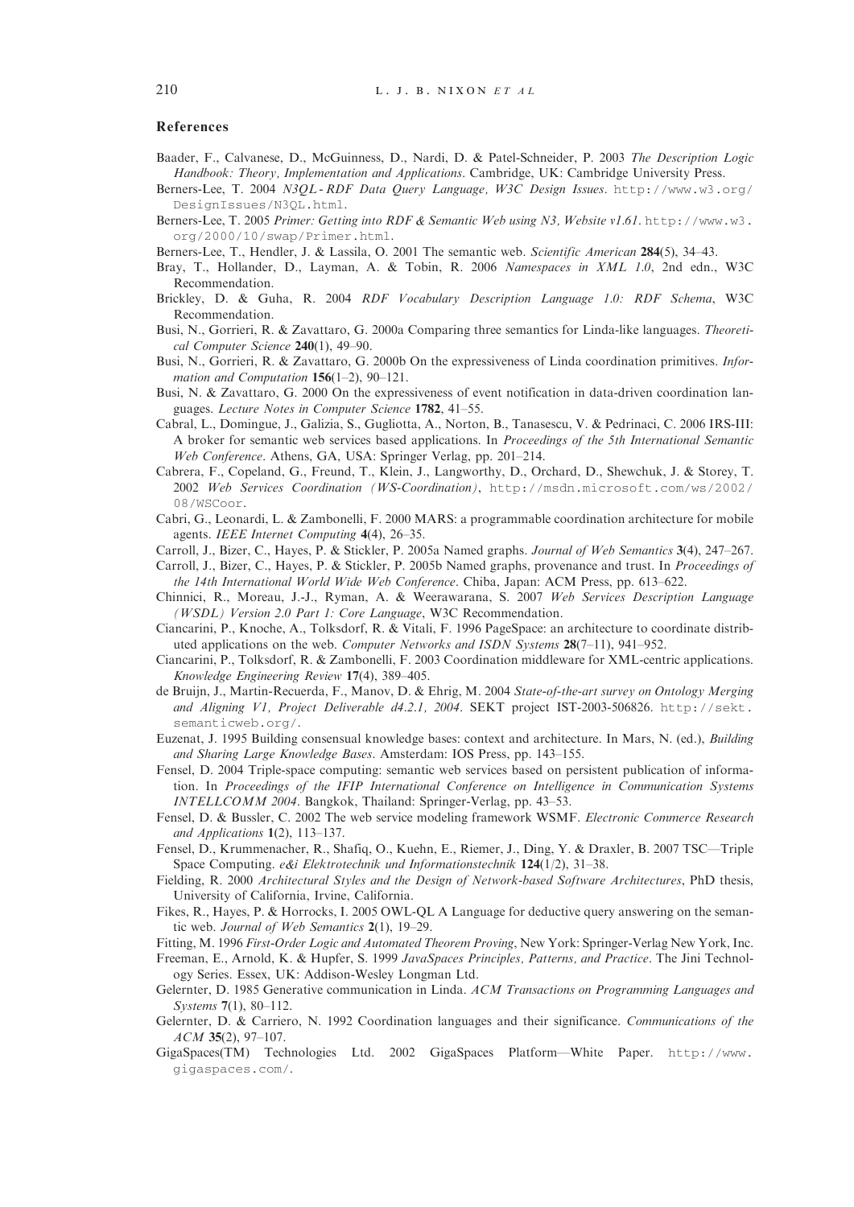## References

Baader, F., Calvanese, D., McGuinness, D., Nardi, D. & Patel-Schneider, P. 2003 *The Description Logic Handbook: Theory, Implementation and Applications*. Cambridge, UK: Cambridge University Press.

Berners-Lee, T. 2004 *N3QL - RDF Data Query Language, W3C Design Issues*. http://www.w3.org/DesignIssues/N3QL.html.

Berners-Lee, T. 2005 *Primer: Getting into RDF & Semantic Web using N3, Website v1.61*. http://www.w3.org/2000/10/swap/Primer.html.

Berners-Lee, T., Hendler, J. & Lassila, O. 2001 The semantic web. *Scientific American* **284**(5), 34–43.

Bray, T., Hollander, D., Layman, A. & Tobin, R. 2006 *Namespaces in XML 1.0*, 2nd edn., W3C Recommendation.

Brickley, D. & Guha, R. 2004 *RDF Vocabulary Description Language 1.0: RDF Schema*, W3C Recommendation.

Busi, N., Gorrieri, R. & Zavattaro, G. 2000a Comparing three semantics for Linda-like languages. *Theoretical Computer Science* **240**(1), 49–90.

Busi, N., Gorrieri, R. & Zavattaro, G. 2000b On the expressiveness of Linda coordination primitives. *Information and Computation* **156**(1–2), 90–121.

Busi, N. & Zavattaro, G. 2000 On the expressiveness of event notification in data-driven coordination languages. *Lecture Notes in Computer Science* **1782**, 41–55.

Cabral, L., Domingue, J., Galizia, S., Gugliotta, A., Norton, B., Tanasescu, V. & Pedrinaci, C. 2006 IRS-III: A broker for semantic web services based applications. In *Proceedings of the 5th International Semantic Web Conference*. Athens, GA, USA: Springer Verlag, pp. 201–214.

Cabrera, F., Copeland, G., Freund, T., Klein, J., Langworthy, D., Orchard, D., Shewchuk, J. & Storey, T. 2002 *Web Services Coordination (WS-Coordination)*, http://msdn.microsoft.com/ws/2002/08/WSCoor.

Cabri, G., Leonardi, L. & Zambonelli, F. 2000 MARS: a programmable coordination architecture for mobile agents. *IEEE Internet Computing* **4**(4), 26–35.

Carroll, J., Bizer, C., Hayes, P. & Stickler, P. 2005a Named graphs. *Journal of Web Semantics* **3**(4), 247–267.

Carroll, J., Bizer, C., Hayes, P. & Stickler, P. 2005b Named graphs, provenance and trust. In *Proceedings of the 14th International World Wide Web Conference*. Chiba, Japan: ACM Press, pp. 613–622.

Chinnici, R., Moreau, J.-J., Ryman, A. & Weerawarana, S. 2007 *Web Services Description Language (WSDL) Version 2.0 Part 1: Core Language*, W3C Recommendation.

Ciancarini, P., Knoche, A., Tolksdorf, R. & Vitali, F. 1996 PageSpace: an architecture to coordinate distributed applications on the web. *Computer Networks and ISDN Systems* **28**(7–11), 941–952.

Ciancarini, P., Tolksdorf, R. & Zambonelli, F. 2003 Coordination middleware for XML-centric applications. *Knowledge Engineering Review* **17**(4), 389–405.

de Bruijn, J., Martin-Recuerda, F., Manov, D. & Ehrig, M. 2004 *State-of-the-art survey on Ontology Merging and Aligning V1, Project Deliverable d4.2.1, 2004*. SEKT project IST-2003-506826. http://sekt.semanticweb.org/.

Euzenat, J. 1995 Building consensual knowledge bases: context and architecture. In Mars, N. (ed.), *Building and Sharing Large Knowledge Bases*. Amsterdam: IOS Press, pp. 143–155.

Fensel, D. 2004 Triple-space computing: semantic web services based on persistent publication of information. In *Proceedings of the IFIP International Conference on Intelligence in Communication Systems INTELLCOMM 2004*. Bangkok, Thailand: Springer-Verlag, pp. 43–53.

Fensel, D. & Bussler, C. 2002 The web service modeling framework WSMF. *Electronic Commerce Research and Applications* **1**(2), 113–137.

Fensel, D., Krummenacher, R., Shafiq, O., Kuehn, E., Riemer, J., Ding, Y. & Draxler, B. 2007 TSC—Triple Space Computing. *e&i Elektrotechnik und Informationstechnik* **124**(1/2), 31–38.

Fielding, R. 2000 *Architectural Styles and the Design of Network-based Software Architectures*, PhD thesis, University of California, Irvine, California.

Fikes, R., Hayes, P. & Horrocks, I. 2005 OWL-QL A Language for deductive query answering on the semantic web. *Journal of Web Semantics* **2**(1), 19–29.

Fitting, M. 1996 *First-Order Logic and Automated Theorem Proving*, New York: Springer-Verlag New York, Inc.

Freeman, E., Arnold, K. & Hupfer, S. 1999 *JavaSpaces Principles, Patterns, and Practice*. The Jini Technology Series. Essex, UK: Addison-Wesley Longman Ltd.

Gelernter, D. 1985 Generative communication in Linda. *ACM Transactions on Programming Languages and Systems* **7**(1), 80–112.

Gelernter, D. & Carriero, N. 1992 Coordination languages and their significance. *Communications of the ACM* **35**(2), 97–107.

GigaSpaces(TM) Technologies Ltd. 2002 GigaSpaces Platform—White Paper. http://www.gigaspaces.com/.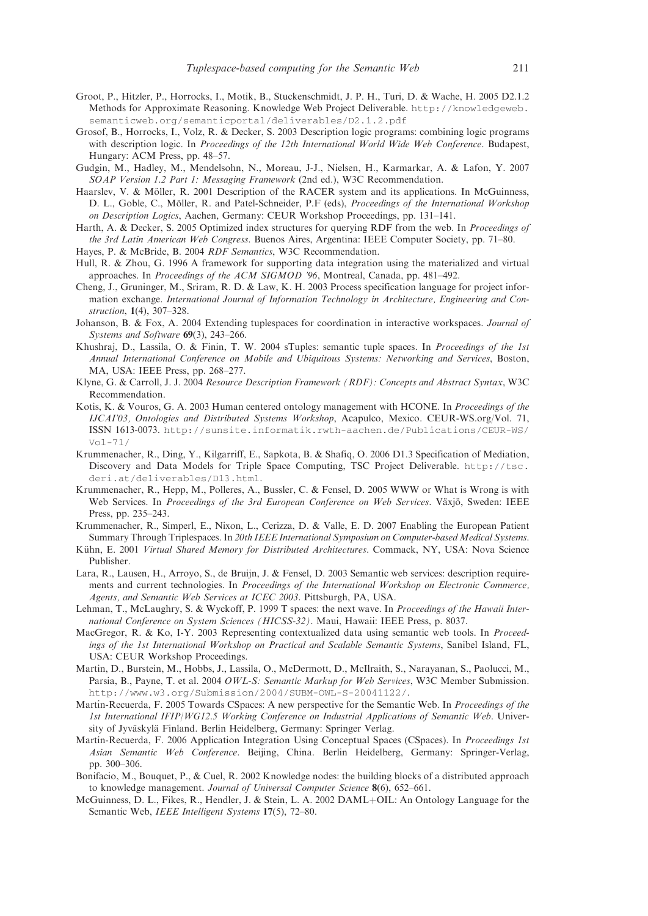Groot, P., Hitzler, P., Horrocks, I., Motik, B., Stuckenschmidt, J. P. H., Turi, D. & Wache, H. 2005 D2.1.2 Methods for Approximate Reasoning. Knowledge Web Project Deliverable. http://knowledgeweb.semanticweb.org/semanticportal/deliverables/D2.1.2.pdf

Grosof, B., Horrocks, I., Volz, R. & Decker, S. 2003 Description logic programs: combining logic programs with description logic. In *Proceedings of the 12th International World Wide Web Conference*. Budapest, Hungary: ACM Press, pp. 48–57.

Gudgin, M., Hadley, M., Mendelsohn, N., Moreau, J-J., Nielsen, H., Karmarkar, A. & Lafon, Y. 2007 *SOAP Version 1.2 Part 1: Messaging Framework* (2nd ed.), W3C Recommendation.

Haarslev, V. & Möller, R. 2001 Description of the RACER system and its applications. In McGuinness, D. L., Goble, C., Möller, R. and Patel-Schneider, P.F (eds), *Proceedings of the International Workshop on Description Logics*, Aachen, Germany: CEUR Workshop Proceedings, pp. 131–141.

Harth, A. & Decker, S. 2005 Optimized index structures for querying RDF from the web. In *Proceedings of the 3rd Latin American Web Congress*. Buenos Aires, Argentina: IEEE Computer Society, pp. 71–80.

Hayes, P. & McBride, B. 2004 *RDF Semantics*, W3C Recommendation.

Hull, R. & Zhou, G. 1996 A framework for supporting data integration using the materialized and virtual approaches. In *Proceedings of the ACM SIGMOD '96*, Montreal, Canada, pp. 481–492.

Cheng, J., Gruninger, M., Sriram, R. D. & Law, K. H. 2003 Process specification language for project information exchange. *International Journal of Information Technology in Architecture, Engineering and Construction*, **1**(4), 307–328.

Johanson, B. & Fox, A. 2004 Extending tuplespaces for coordination in interactive workspaces. *Journal of Systems and Software* **69**(3), 243–266.

Khushraj, D., Lassila, O. & Finin, T. W. 2004 sTuples: semantic tuple spaces. In *Proceedings of the 1st Annual International Conference on Mobile and Ubiquitous Systems: Networking and Services*, Boston, MA, USA: IEEE Press, pp. 268–277.

Klyne, G. & Carroll, J. J. 2004 *Resource Description Framework (RDF): Concepts and Abstract Syntax*, W3C Recommendation.

Kotis, K. & Vouros, G. A. 2003 Human centered ontology management with HCONE. In *Proceedings of the IJCAI'03, Ontologies and Distributed Systems Workshop*, Acapulco, Mexico. CEUR-WS.org/Vol. 71, ISSN 1613-0073. http://sunsite.informatik.rwth-aachen.de/Publications/CEUR-WS/Vol-71/

Krummenacher, R., Ding, Y., Kilgarriff, E., Sapkota, B. & Shafiq, O. 2006 D1.3 Specification of Mediation, Discovery and Data Models for Triple Space Computing, TSC Project Deliverable. http://tsc.deri.at/deliverables/D13.html.

Krummenacher, R., Hepp, M., Polleres, A., Bussler, C. & Fensel, D. 2005 WWW or What is Wrong is with Web Services. In *Proceedings of the 3rd European Conference on Web Services*. Växjö, Sweden: IEEE Press, pp. 235–243.

Krummenacher, R., Simperl, E., Nixon, L., Cerizza, D. & Valle, E. D. 2007 Enabling the European Patient Summary Through Triplespaces. In *20th IEEE International Symposium on Computer-based Medical Systems*.

Kühn, E. 2001 *Virtual Shared Memory for Distributed Architectures*. Commack, NY, USA: Nova Science Publisher.

Lara, R., Lausen, H., Arroyo, S., de Bruijn, J. & Fensel, D. 2003 Semantic web services: description requirements and current technologies. In *Proceedings of the International Workshop on Electronic Commerce, Agents, and Semantic Web Services at ICEC 2003*. Pittsburgh, PA, USA.

Lehman, T., McLaughry, S. & Wyckoff, P. 1999 T spaces: the next wave. In *Proceedings of the Hawaii International Conference on System Sciences (HICSS-32)*. Maui, Hawaii: IEEE Press, p. 8037.

MacGregor, R. & Ko, I-Y. 2003 Representing contextualized data using semantic web tools. In *Proceedings of the 1st International Workshop on Practical and Scalable Semantic Systems*, Sanibel Island, FL, USA: CEUR Workshop Proceedings.

Martin, D., Burstein, M., Hobbs, J., Lassila, O., McDermott, D., McIlraith, S., Narayanan, S., Paolucci, M., Parsia, B., Payne, T. et al. 2004 *OWL-S: Semantic Markup for Web Services*, W3C Member Submission. http://www.w3.org/Submission/2004/SUBM-OWL-S-20041122/.

Martín-Recuerda, F. 2005 Towards CSpaces: A new perspective for the Semantic Web. In *Proceedings of the 1st International IFIP/WG12.5 Working Conference on Industrial Applications of Semantic Web*. University of Jyväskylä Finland. Berlin Heidelberg, Germany: Springer Verlag.

Martín-Recuerda, F. 2006 Application Integration Using Conceptual Spaces (CSpaces). In *Proceedings 1st Asian Semantic Web Conference*. Beijing, China. Berlin Heidelberg, Germany: Springer-Verlag, pp. 300–306.

Bonifacio, M., Bouquet, P., & Cuel, R. 2002 Knowledge nodes: the building blocks of a distributed approach to knowledge management. *Journal of Universal Computer Science* **8**(6), 652–661.

McGuinness, D. L., Fikes, R., Hendler, J. & Stein, L. A. 2002 DAML+OIL: An Ontology Language for the Semantic Web, *IEEE Intelligent Systems* **17**(5), 72–80.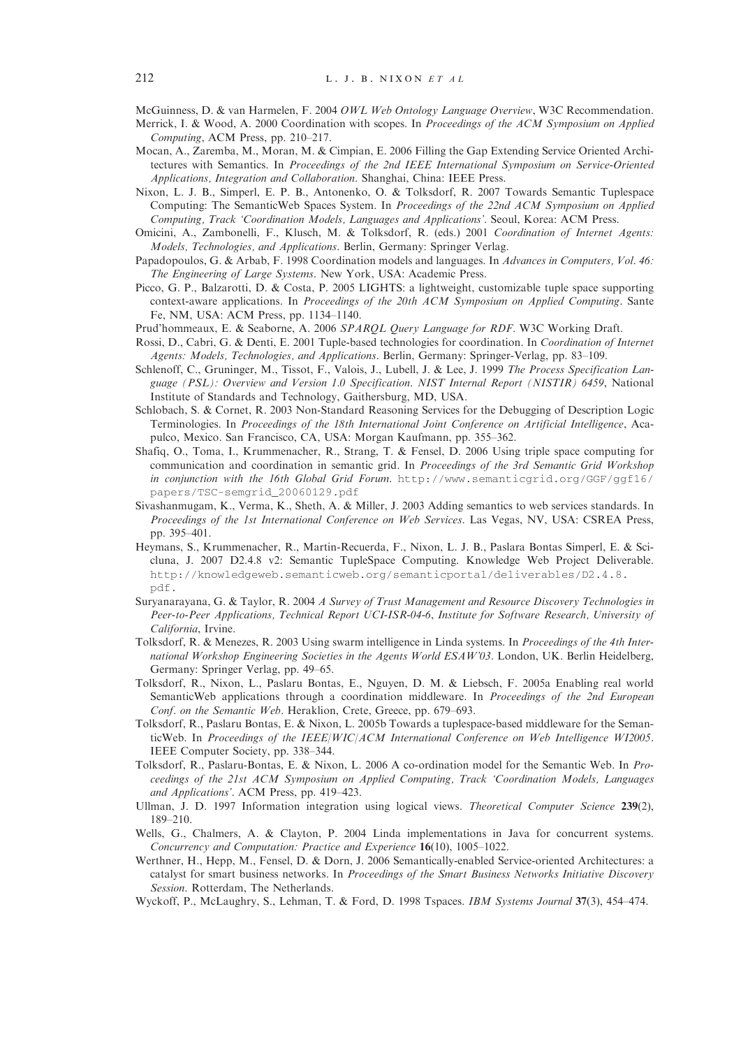McGuinness, D. & van Harmelen, F. 2004 *OWL Web Ontology Language Overview*, W3C Recommendation.

Merrick, I. & Wood, A. 2000 Coordination with scopes. In *Proceedings of the ACM Symposium on Applied Computing*, ACM Press, pp. 210–217.

Mocan, A., Zaremba, M., Moran, M. & Cimpian, E. 2006 Filling the Gap Extending Service Oriented Architectures with Semantics. In *Proceedings of the 2nd IEEE International Symposium on Service-Oriented Applications, Integration and Collaboration*. Shanghai, China: IEEE Press.

Nixon, L. J. B., Simperl, E. P. B., Antonenko, O. & Tolksdorf, R. 2007 Towards Semantic Tuplespace Computing: The SemanticWeb Spaces System. In *Proceedings of the 22nd ACM Symposium on Applied Computing, Track 'Coordination Models, Languages and Applications'*. Seoul, Korea: ACM Press.

Omicini, A., Zambonelli, F., Klusch, M. & Tolksdorf, R. (eds.) 2001 *Coordination of Internet Agents: Models, Technologies, and Applications*. Berlin, Germany: Springer Verlag.

Papadopoulos, G. & Arbab, F. 1998 Coordination models and languages. In *Advances in Computers, Vol. 46: The Engineering of Large Systems*. New York, USA: Academic Press.

Picco, G. P., Balzarotti, D. & Costa, P. 2005 LIGHTS: a lightweight, customizable tuple space supporting context-aware applications. In *Proceedings of the 20th ACM Symposium on Applied Computing*. Sante Fe, NM, USA: ACM Press, pp. 1134–1140.

Prud'hommeaux, E. & Seaborne, A. 2006 *SPARQL Query Language for RDF*. W3C Working Draft.

Rossi, D., Cabri, G. & Denti, E. 2001 Tuple-based technologies for coordination. In *Coordination of Internet Agents: Models, Technologies, and Applications*. Berlin, Germany: Springer-Verlag, pp. 83–109.

Schlenoff, C., Gruninger, M., Tissot, F., Valois, J., Lubell, J. & Lee, J. 1999 *The Process Specification Language (PSL): Overview and Version 1.0 Specification. NIST Internal Report (NISTIR) 6459*, National Institute of Standards and Technology, Gaithersburg, MD, USA.

Schlobach, S. & Cornet, R. 2003 Non-Standard Reasoning Services for the Debugging of Description Logic Terminologies. In *Proceedings of the 18th International Joint Conference on Artificial Intelligence*, Acapulco, Mexico. San Francisco, CA, USA: Morgan Kaufmann, pp. 355–362.

Shafiq, O., Toma, I., Krummenacher, R., Strang, T. & Fensel, D. 2006 Using triple space computing for communication and coordination in semantic grid. In *Proceedings of the 3rd Semantic Grid Workshop in conjunction with the 16th Global Grid Forum*. http://www.semanticgrid.org/GGF/ggf16/papers/TSC-semgrid_20060129.pdf

Sivashanmugam, K., Verma, K., Sheth, A. & Miller, J. 2003 Adding semantics to web services standards. In *Proceedings of the 1st International Conference on Web Services*. Las Vegas, NV, USA: CSREA Press, pp. 395–401.

Heymans, S., Krummenacher, R., Martin-Recuerda, F., Nixon, L. J. B., Paslara Bontas Simperl, E. & Scicluna, J. 2007 D2.4.8 v2: Semantic TupleSpace Computing. Knowledge Web Project Deliverable. http://knowledgeweb.semanticweb.org/semanticportal/deliverables/D2.4.8.pdf.

Suryanarayana, G. & Taylor, R. 2004 *A Survey of Trust Management and Resource Discovery Technologies in Peer-to-Peer Applications, Technical Report UCI-ISR-04-6, Institute for Software Research, University of California*, Irvine.

Tolksdorf, R. & Menezes, R. 2003 Using swarm intelligence in Linda systems. In *Proceedings of the 4th International Workshop Engineering Societies in the Agents World ESAW'03*. London, UK. Berlin Heidelberg, Germany: Springer Verlag, pp. 49–65.

Tolksdorf, R., Nixon, L., Paslaru Bontas, E., Nguyen, D. M. & Liebsch, F. 2005a Enabling real world SemanticWeb applications through a coordination middleware. In *Proceedings of the 2nd European Conf. on the Semantic Web*. Heraklion, Crete, Greece, pp. 679–693.

Tolksdorf, R., Paslaru Bontas, E. & Nixon, L. 2005b Towards a tuplespace-based middleware for the SemanticWeb. In *Proceedings of the IEEE/WIC/ACM International Conference on Web Intelligence WI2005*. IEEE Computer Society, pp. 338–344.

Tolksdorf, R., Paslaru-Bontas, E. & Nixon, L. 2006 A co-ordination model for the Semantic Web. In *Proceedings of the 21st ACM Symposium on Applied Computing, Track 'Coordination Models, Languages and Applications'*. ACM Press, pp. 419–423.

Ullman, J. D. 1997 Information integration using logical views. *Theoretical Computer Science* **239**(2), 189–210.

Wells, G., Chalmers, A. & Clayton, P. 2004 Linda implementations in Java for concurrent systems. *Concurrency and Computation: Practice and Experience* **16**(10), 1005–1022.

Werthner, H., Hepp, M., Fensel, D. & Dorn, J. 2006 Semantically-enabled Service-oriented Architectures: a catalyst for smart business networks. In *Proceedings of the Smart Business Networks Initiative Discovery Session*. Rotterdam, The Netherlands.

Wyckoff, P., McLaughry, S., Lehman, T. & Ford, D. 1998 Tspaces. *IBM Systems Journal* **37**(3), 454–474.